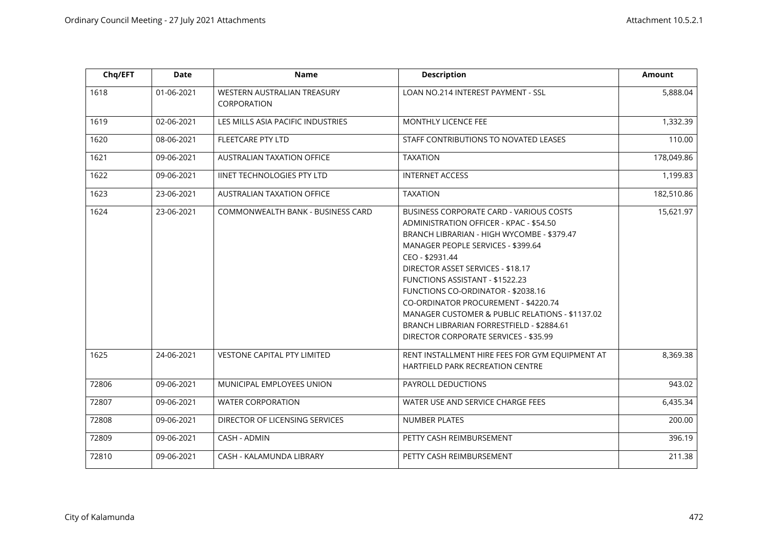| Chq/EFT | Date | Name | Description | Amount |
|---|---|---|---|---|
| 1618 | 01-06-2021 | WESTERN AUSTRALIAN TREASURY CORPORATION | LOAN NO.214 INTEREST PAYMENT - SSL | 5,888.04 |
| 1619 | 02-06-2021 | LES MILLS ASIA PACIFIC INDUSTRIES | MONTHLY LICENCE FEE | 1,332.39 |
| 1620 | 08-06-2021 | FLEETCARE PTY LTD | STAFF CONTRIBUTIONS TO NOVATED LEASES | 110.00 |
| 1621 | 09-06-2021 | AUSTRALIAN TAXATION OFFICE | TAXATION | 178,049.86 |
| 1622 | 09-06-2021 | IINET TECHNOLOGIES PTY LTD | INTERNET ACCESS | 1,199.83 |
| 1623 | 23-06-2021 | AUSTRALIAN TAXATION OFFICE | TAXATION | 182,510.86 |
| 1624 | 23-06-2021 | COMMONWEALTH BANK - BUSINESS CARD | BUSINESS CORPORATE CARD - VARIOUS COSTS<br>ADMINISTRATION OFFICER - KPAC - $54.50<br>BRANCH LIBRARIAN - HIGH WYCOMBE - $379.47<br>MANAGER PEOPLE SERVICES - $399.64<br>CEO - $2931.44<br>DIRECTOR ASSET SERVICES - $18.17<br>FUNCTIONS ASSISTANT - $1522.23<br>FUNCTIONS CO-ORDINATOR - $2038.16<br>CO-ORDINATOR PROCUREMENT - $4220.74<br>MANAGER CUSTOMER & PUBLIC RELATIONS - $1137.02<br>BRANCH LIBRARIAN FORRESTFIELD - $2884.61<br>DIRECTOR CORPORATE SERVICES - $35.99 | 15,621.97 |
| 1625 | 24-06-2021 | VESTONE CAPITAL PTY LIMITED | RENT INSTALLMENT HIRE FEES FOR GYM EQUIPMENT AT HARTFIELD PARK RECREATION CENTRE | 8,369.38 |
| 72806 | 09-06-2021 | MUNICIPAL EMPLOYEES UNION | PAYROLL DEDUCTIONS | 943.02 |
| 72807 | 09-06-2021 | WATER CORPORATION | WATER USE AND SERVICE CHARGE FEES | 6,435.34 |
| 72808 | 09-06-2021 | DIRECTOR OF LICENSING SERVICES | NUMBER PLATES | 200.00 |
| 72809 | 09-06-2021 | CASH - ADMIN | PETTY CASH REIMBURSEMENT | 396.19 |
| 72810 | 09-06-2021 | CASH - KALAMUNDA LIBRARY | PETTY CASH REIMBURSEMENT | 211.38 |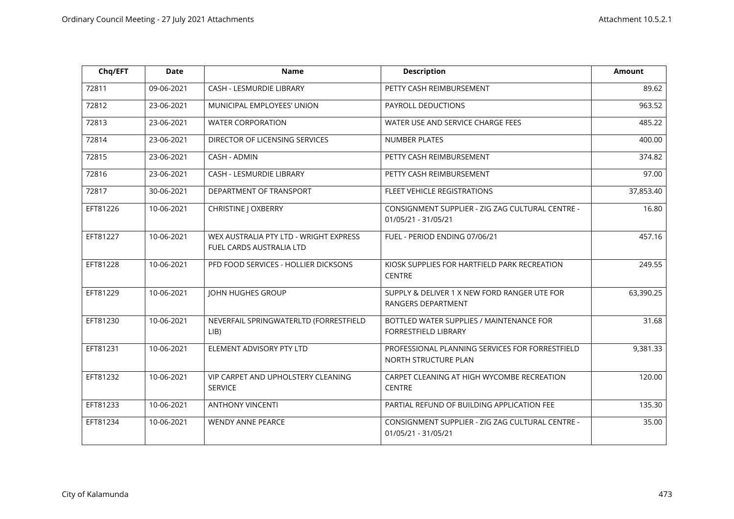| Chq/EFT | Date | Name | Description | Amount |
|---|---|---|---|---|
| 72811 | 09-06-2021 | CASH - LESMURDIE LIBRARY | PETTY CASH REIMBURSEMENT | 89.62 |
| 72812 | 23-06-2021 | MUNICIPAL EMPLOYEES' UNION | PAYROLL DEDUCTIONS | 963.52 |
| 72813 | 23-06-2021 | WATER CORPORATION | WATER USE AND SERVICE CHARGE FEES | 485.22 |
| 72814 | 23-06-2021 | DIRECTOR OF LICENSING SERVICES | NUMBER PLATES | 400.00 |
| 72815 | 23-06-2021 | CASH - ADMIN | PETTY CASH REIMBURSEMENT | 374.82 |
| 72816 | 23-06-2021 | CASH - LESMURDIE LIBRARY | PETTY CASH REIMBURSEMENT | 97.00 |
| 72817 | 30-06-2021 | DEPARTMENT OF TRANSPORT | FLEET VEHICLE REGISTRATIONS | 37,853.40 |
| EFT81226 | 10-06-2021 | CHRISTINE J OXBERRY | CONSIGNMENT SUPPLIER - ZIG ZAG CULTURAL CENTRE - 01/05/21 - 31/05/21 | 16.80 |
| EFT81227 | 10-06-2021 | WEX AUSTRALIA PTY LTD - WRIGHT EXPRESS FUEL CARDS AUSTRALIA LTD | FUEL - PERIOD ENDING 07/06/21 | 457.16 |
| EFT81228 | 10-06-2021 | PFD FOOD SERVICES - HOLLIER DICKSONS | KIOSK SUPPLIES FOR HARTFIELD PARK RECREATION CENTRE | 249.55 |
| EFT81229 | 10-06-2021 | JOHN HUGHES GROUP | SUPPLY & DELIVER 1 X NEW FORD RANGER UTE FOR RANGERS DEPARTMENT | 63,390.25 |
| EFT81230 | 10-06-2021 | NEVERFAIL SPRINGWATERLTD (FORRESTFIELD LIB) | BOTTLED WATER SUPPLIES / MAINTENANCE FOR FORRESTFIELD LIBRARY | 31.68 |
| EFT81231 | 10-06-2021 | ELEMENT ADVISORY PTY LTD | PROFESSIONAL PLANNING SERVICES FOR FORRESTFIELD NORTH STRUCTURE PLAN | 9,381.33 |
| EFT81232 | 10-06-2021 | VIP CARPET AND UPHOLSTERY CLEANING SERVICE | CARPET CLEANING AT HIGH WYCOMBE RECREATION CENTRE | 120.00 |
| EFT81233 | 10-06-2021 | ANTHONY VINCENTI | PARTIAL REFUND OF BUILDING APPLICATION FEE | 135.30 |
| EFT81234 | 10-06-2021 | WENDY ANNE PEARCE | CONSIGNMENT SUPPLIER - ZIG ZAG CULTURAL CENTRE - 01/05/21 - 31/05/21 | 35.00 |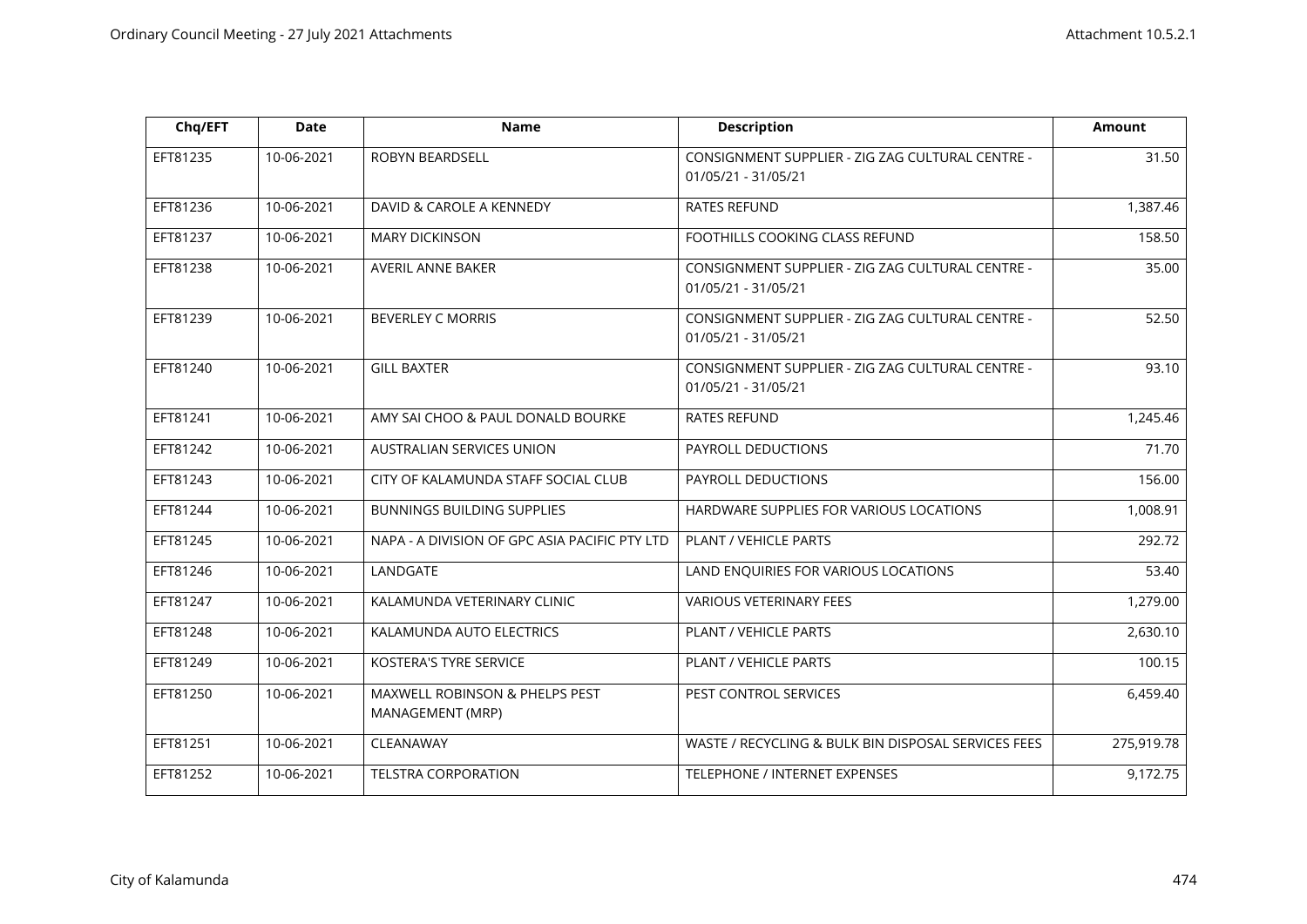| Chq/EFT | Date | Name | Description | Amount |
|---|---|---|---|---|
| EFT81235 | 10-06-2021 | ROBYN BEARDSELL | CONSIGNMENT SUPPLIER - ZIG ZAG CULTURAL CENTRE - 01/05/21 - 31/05/21 | 31.50 |
| EFT81236 | 10-06-2021 | DAVID & CAROLE A KENNEDY | RATES REFUND | 1,387.46 |
| EFT81237 | 10-06-2021 | MARY DICKINSON | FOOTHILLS COOKING CLASS REFUND | 158.50 |
| EFT81238 | 10-06-2021 | AVERIL ANNE BAKER | CONSIGNMENT SUPPLIER - ZIG ZAG CULTURAL CENTRE - 01/05/21 - 31/05/21 | 35.00 |
| EFT81239 | 10-06-2021 | BEVERLEY C MORRIS | CONSIGNMENT SUPPLIER - ZIG ZAG CULTURAL CENTRE - 01/05/21 - 31/05/21 | 52.50 |
| EFT81240 | 10-06-2021 | GILL BAXTER | CONSIGNMENT SUPPLIER - ZIG ZAG CULTURAL CENTRE - 01/05/21 - 31/05/21 | 93.10 |
| EFT81241 | 10-06-2021 | AMY SAI CHOO & PAUL DONALD BOURKE | RATES REFUND | 1,245.46 |
| EFT81242 | 10-06-2021 | AUSTRALIAN SERVICES UNION | PAYROLL DEDUCTIONS | 71.70 |
| EFT81243 | 10-06-2021 | CITY OF KALAMUNDA STAFF SOCIAL CLUB | PAYROLL DEDUCTIONS | 156.00 |
| EFT81244 | 10-06-2021 | BUNNINGS BUILDING SUPPLIES | HARDWARE SUPPLIES FOR VARIOUS LOCATIONS | 1,008.91 |
| EFT81245 | 10-06-2021 | NAPA - A DIVISION OF GPC ASIA PACIFIC PTY LTD | PLANT / VEHICLE PARTS | 292.72 |
| EFT81246 | 10-06-2021 | LANDGATE | LAND ENQUIRIES FOR VARIOUS LOCATIONS | 53.40 |
| EFT81247 | 10-06-2021 | KALAMUNDA VETERINARY CLINIC | VARIOUS VETERINARY FEES | 1,279.00 |
| EFT81248 | 10-06-2021 | KALAMUNDA AUTO ELECTRICS | PLANT / VEHICLE PARTS | 2,630.10 |
| EFT81249 | 10-06-2021 | KOSTERA'S TYRE SERVICE | PLANT / VEHICLE PARTS | 100.15 |
| EFT81250 | 10-06-2021 | MAXWELL ROBINSON & PHELPS PEST MANAGEMENT (MRP) | PEST CONTROL SERVICES | 6,459.40 |
| EFT81251 | 10-06-2021 | CLEANAWAY | WASTE / RECYCLING & BULK BIN DISPOSAL SERVICES FEES | 275,919.78 |
| EFT81252 | 10-06-2021 | TELSTRA CORPORATION | TELEPHONE / INTERNET EXPENSES | 9,172.75 |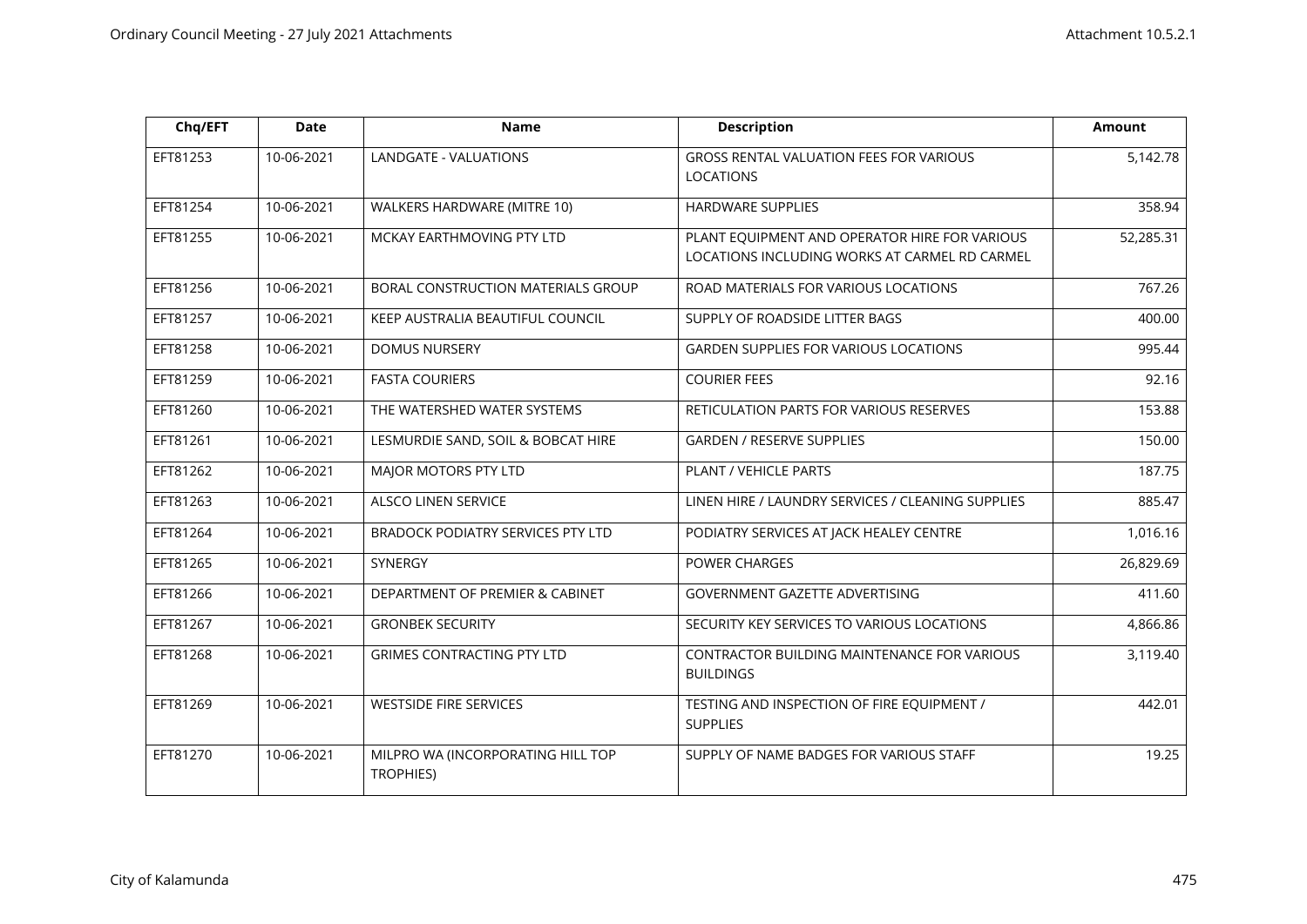| Chq/EFT | Date | Name | Description | Amount |
|---|---|---|---|---|
| EFT81253 | 10-06-2021 | LANDGATE - VALUATIONS | GROSS RENTAL VALUATION FEES FOR VARIOUS LOCATIONS | 5,142.78 |
| EFT81254 | 10-06-2021 | WALKERS HARDWARE (MITRE 10) | HARDWARE SUPPLIES | 358.94 |
| EFT81255 | 10-06-2021 | MCKAY EARTHMOVING PTY LTD | PLANT EQUIPMENT AND OPERATOR HIRE FOR VARIOUS LOCATIONS INCLUDING WORKS AT CARMEL RD CARMEL | 52,285.31 |
| EFT81256 | 10-06-2021 | BORAL CONSTRUCTION MATERIALS GROUP | ROAD MATERIALS FOR VARIOUS LOCATIONS | 767.26 |
| EFT81257 | 10-06-2021 | KEEP AUSTRALIA BEAUTIFUL COUNCIL | SUPPLY OF ROADSIDE LITTER BAGS | 400.00 |
| EFT81258 | 10-06-2021 | DOMUS NURSERY | GARDEN SUPPLIES FOR VARIOUS LOCATIONS | 995.44 |
| EFT81259 | 10-06-2021 | FASTA COURIERS | COURIER FEES | 92.16 |
| EFT81260 | 10-06-2021 | THE WATERSHED WATER SYSTEMS | RETICULATION PARTS FOR VARIOUS RESERVES | 153.88 |
| EFT81261 | 10-06-2021 | LESMURDIE SAND, SOIL & BOBCAT HIRE | GARDEN / RESERVE SUPPLIES | 150.00 |
| EFT81262 | 10-06-2021 | MAJOR MOTORS PTY LTD | PLANT / VEHICLE PARTS | 187.75 |
| EFT81263 | 10-06-2021 | ALSCO LINEN SERVICE | LINEN HIRE / LAUNDRY SERVICES / CLEANING SUPPLIES | 885.47 |
| EFT81264 | 10-06-2021 | BRADOCK PODIATRY SERVICES PTY LTD | PODIATRY SERVICES AT JACK HEALEY CENTRE | 1,016.16 |
| EFT81265 | 10-06-2021 | SYNERGY | POWER CHARGES | 26,829.69 |
| EFT81266 | 10-06-2021 | DEPARTMENT OF PREMIER & CABINET | GOVERNMENT GAZETTE ADVERTISING | 411.60 |
| EFT81267 | 10-06-2021 | GRONBEK SECURITY | SECURITY KEY SERVICES TO VARIOUS LOCATIONS | 4,866.86 |
| EFT81268 | 10-06-2021 | GRIMES CONTRACTING PTY LTD | CONTRACTOR BUILDING MAINTENANCE FOR VARIOUS BUILDINGS | 3,119.40 |
| EFT81269 | 10-06-2021 | WESTSIDE FIRE SERVICES | TESTING AND INSPECTION OF FIRE EQUIPMENT / SUPPLIES | 442.01 |
| EFT81270 | 10-06-2021 | MILPRO WA (INCORPORATING HILL TOP TROPHIES) | SUPPLY OF NAME BADGES FOR VARIOUS STAFF | 19.25 |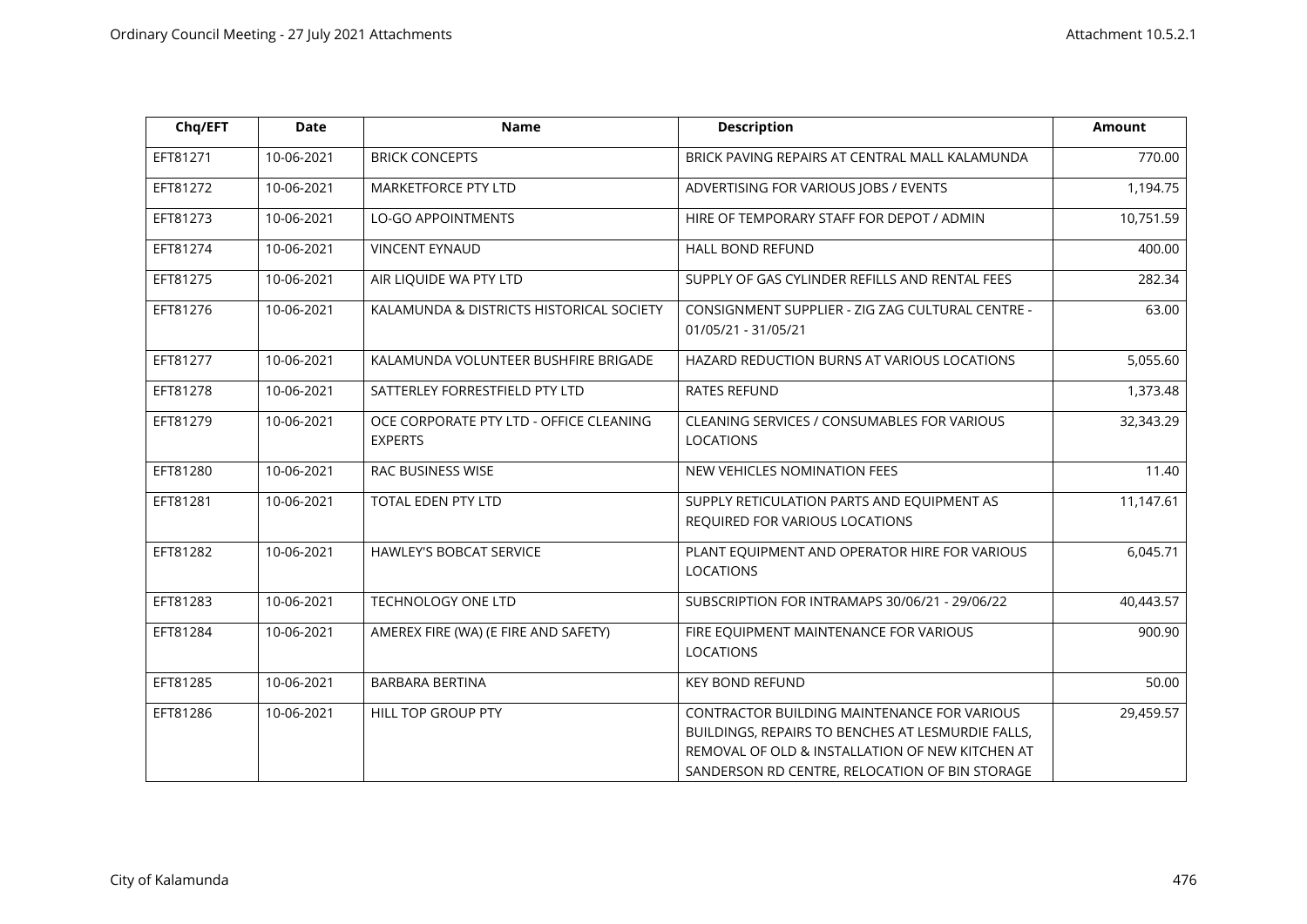| Chq/EFT | Date | Name | Description | Amount |
|---|---|---|---|---|
| EFT81271 | 10-06-2021 | BRICK CONCEPTS | BRICK PAVING REPAIRS AT CENTRAL MALL KALAMUNDA | 770.00 |
| EFT81272 | 10-06-2021 | MARKETFORCE PTY LTD | ADVERTISING FOR VARIOUS JOBS / EVENTS | 1,194.75 |
| EFT81273 | 10-06-2021 | LO-GO APPOINTMENTS | HIRE OF TEMPORARY STAFF FOR DEPOT / ADMIN | 10,751.59 |
| EFT81274 | 10-06-2021 | VINCENT EYNAUD | HALL BOND REFUND | 400.00 |
| EFT81275 | 10-06-2021 | AIR LIQUIDE WA PTY LTD | SUPPLY OF GAS CYLINDER REFILLS AND RENTAL FEES | 282.34 |
| EFT81276 | 10-06-2021 | KALAMUNDA & DISTRICTS HISTORICAL SOCIETY | CONSIGNMENT SUPPLIER - ZIG ZAG CULTURAL CENTRE - 01/05/21 - 31/05/21 | 63.00 |
| EFT81277 | 10-06-2021 | KALAMUNDA VOLUNTEER BUSHFIRE BRIGADE | HAZARD REDUCTION BURNS AT VARIOUS LOCATIONS | 5,055.60 |
| EFT81278 | 10-06-2021 | SATTERLEY FORRESTFIELD PTY LTD | RATES REFUND | 1,373.48 |
| EFT81279 | 10-06-2021 | OCE CORPORATE PTY LTD - OFFICE CLEANING EXPERTS | CLEANING SERVICES / CONSUMABLES FOR VARIOUS LOCATIONS | 32,343.29 |
| EFT81280 | 10-06-2021 | RAC BUSINESS WISE | NEW VEHICLES NOMINATION FEES | 11.40 |
| EFT81281 | 10-06-2021 | TOTAL EDEN PTY LTD | SUPPLY RETICULATION PARTS AND EQUIPMENT AS REQUIRED FOR VARIOUS LOCATIONS | 11,147.61 |
| EFT81282 | 10-06-2021 | HAWLEY'S BOBCAT SERVICE | PLANT EQUIPMENT AND OPERATOR HIRE FOR VARIOUS LOCATIONS | 6,045.71 |
| EFT81283 | 10-06-2021 | TECHNOLOGY ONE LTD | SUBSCRIPTION FOR INTRAMAPS 30/06/21 - 29/06/22 | 40,443.57 |
| EFT81284 | 10-06-2021 | AMEREX FIRE (WA) (E FIRE AND SAFETY) | FIRE EQUIPMENT MAINTENANCE FOR VARIOUS LOCATIONS | 900.90 |
| EFT81285 | 10-06-2021 | BARBARA BERTINA | KEY BOND REFUND | 50.00 |
| EFT81286 | 10-06-2021 | HILL TOP GROUP PTY | CONTRACTOR BUILDING MAINTENANCE FOR VARIOUS BUILDINGS, REPAIRS TO BENCHES AT LESMURDIE FALLS, REMOVAL OF OLD & INSTALLATION OF NEW KITCHEN AT SANDERSON RD CENTRE, RELOCATION OF BIN STORAGE | 29,459.57 |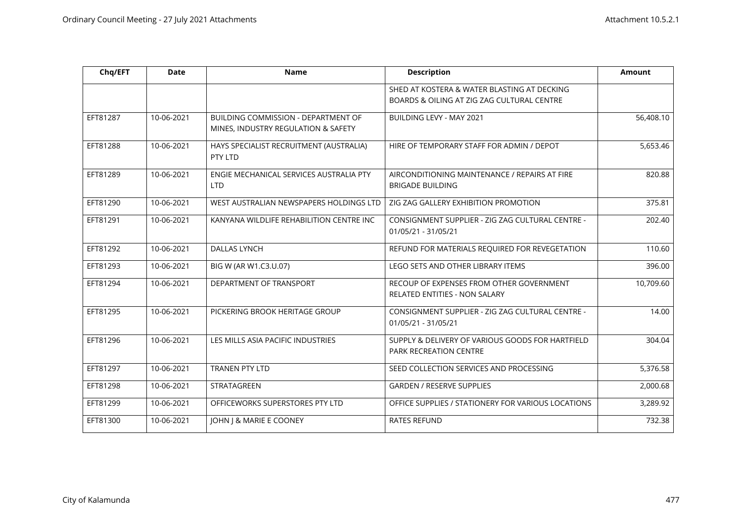| Chq/EFT | Date | Name | Description | Amount |
|---|---|---|---|---|
| | | | SHED AT KOSTERA & WATER BLASTING AT DECKING BOARDS & OILING AT ZIG ZAG CULTURAL CENTRE | |
| EFT81287 | 10-06-2021 | BUILDING COMMISSION - DEPARTMENT OF MINES, INDUSTRY REGULATION & SAFETY | BUILDING LEVY - MAY 2021 | 56,408.10 |
| EFT81288 | 10-06-2021 | HAYS SPECIALIST RECRUITMENT (AUSTRALIA) PTY LTD | HIRE OF TEMPORARY STAFF FOR ADMIN / DEPOT | 5,653.46 |
| EFT81289 | 10-06-2021 | ENGIE MECHANICAL SERVICES AUSTRALIA PTY LTD | AIRCONDITIONING MAINTENANCE / REPAIRS AT FIRE BRIGADE BUILDING | 820.88 |
| EFT81290 | 10-06-2021 | WEST AUSTRALIAN NEWSPAPERS HOLDINGS LTD | ZIG ZAG GALLERY EXHIBITION PROMOTION | 375.81 |
| EFT81291 | 10-06-2021 | KANYANA WILDLIFE REHABILITION CENTRE INC | CONSIGNMENT SUPPLIER - ZIG ZAG CULTURAL CENTRE - 01/05/21 - 31/05/21 | 202.40 |
| EFT81292 | 10-06-2021 | DALLAS LYNCH | REFUND FOR MATERIALS REQUIRED FOR REVEGETATION | 110.60 |
| EFT81293 | 10-06-2021 | BIG W (AR W1.C3.U.07) | LEGO SETS AND OTHER LIBRARY ITEMS | 396.00 |
| EFT81294 | 10-06-2021 | DEPARTMENT OF TRANSPORT | RECOUP OF EXPENSES FROM OTHER GOVERNMENT RELATED ENTITIES - NON SALARY | 10,709.60 |
| EFT81295 | 10-06-2021 | PICKERING BROOK HERITAGE GROUP | CONSIGNMENT SUPPLIER - ZIG ZAG CULTURAL CENTRE - 01/05/21 - 31/05/21 | 14.00 |
| EFT81296 | 10-06-2021 | LES MILLS ASIA PACIFIC INDUSTRIES | SUPPLY & DELIVERY OF VARIOUS GOODS FOR HARTFIELD PARK RECREATION CENTRE | 304.04 |
| EFT81297 | 10-06-2021 | TRANEN PTY LTD | SEED COLLECTION SERVICES AND PROCESSING | 5,376.58 |
| EFT81298 | 10-06-2021 | STRATAGREEN | GARDEN / RESERVE SUPPLIES | 2,000.68 |
| EFT81299 | 10-06-2021 | OFFICEWORKS SUPERSTORES PTY LTD | OFFICE SUPPLIES / STATIONERY FOR VARIOUS LOCATIONS | 3,289.92 |
| EFT81300 | 10-06-2021 | JOHN J & MARIE E COONEY | RATES REFUND | 732.38 |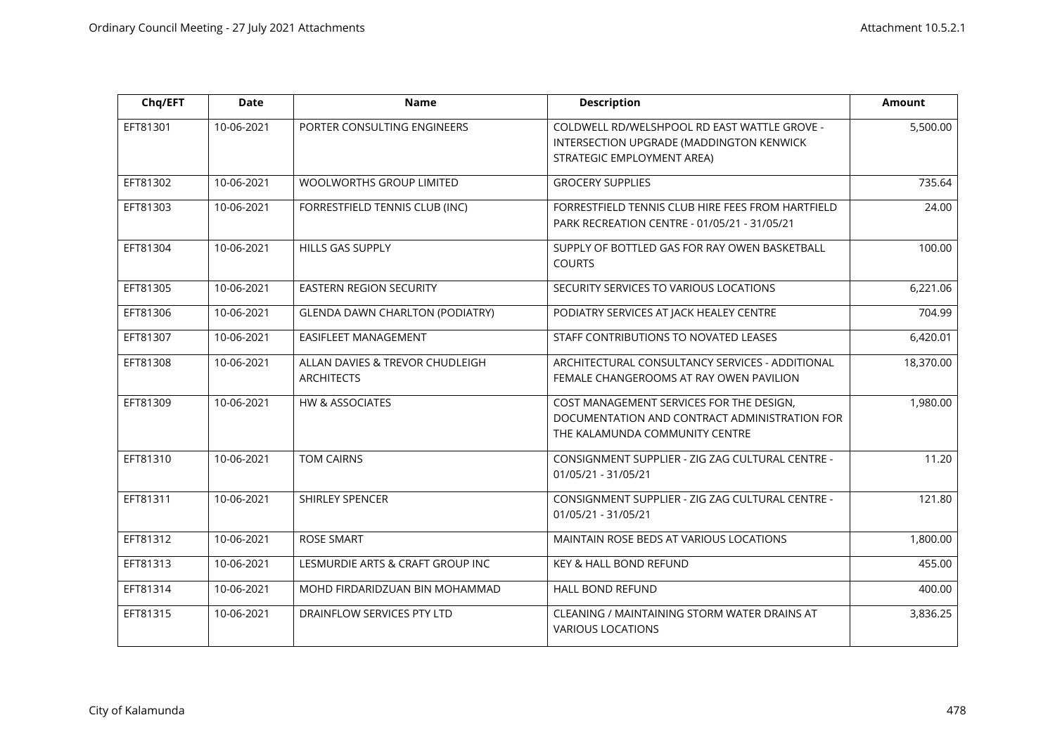| Chq/EFT | Date | Name | Description | Amount |
|---|---|---|---|---|
| EFT81301 | 10-06-2021 | PORTER CONSULTING ENGINEERS | COLDWELL RD/WELSHPOOL RD EAST WATTLE GROVE - INTERSECTION UPGRADE (MADDINGTON KENWICK STRATEGIC EMPLOYMENT AREA) | 5,500.00 |
| EFT81302 | 10-06-2021 | WOOLWORTHS GROUP LIMITED | GROCERY SUPPLIES | 735.64 |
| EFT81303 | 10-06-2021 | FORRESTFIELD TENNIS CLUB (INC) | FORRESTFIELD TENNIS CLUB HIRE FEES FROM HARTFIELD PARK RECREATION CENTRE - 01/05/21 - 31/05/21 | 24.00 |
| EFT81304 | 10-06-2021 | HILLS GAS SUPPLY | SUPPLY OF BOTTLED GAS FOR RAY OWEN BASKETBALL COURTS | 100.00 |
| EFT81305 | 10-06-2021 | EASTERN REGION SECURITY | SECURITY SERVICES TO VARIOUS LOCATIONS | 6,221.06 |
| EFT81306 | 10-06-2021 | GLENDA DAWN CHARLTON (PODIATRY) | PODIATRY SERVICES AT JACK HEALEY CENTRE | 704.99 |
| EFT81307 | 10-06-2021 | EASIFLEET MANAGEMENT | STAFF CONTRIBUTIONS TO NOVATED LEASES | 6,420.01 |
| EFT81308 | 10-06-2021 | ALLAN DAVIES & TREVOR CHUDLEIGH ARCHITECTS | ARCHITECTURAL CONSULTANCY SERVICES - ADDITIONAL FEMALE CHANGEROOMS AT RAY OWEN PAVILION | 18,370.00 |
| EFT81309 | 10-06-2021 | HW & ASSOCIATES | COST MANAGEMENT SERVICES FOR THE DESIGN, DOCUMENTATION AND CONTRACT ADMINISTRATION FOR THE KALAMUNDA COMMUNITY CENTRE | 1,980.00 |
| EFT81310 | 10-06-2021 | TOM CAIRNS | CONSIGNMENT SUPPLIER - ZIG ZAG CULTURAL CENTRE - 01/05/21 - 31/05/21 | 11.20 |
| EFT81311 | 10-06-2021 | SHIRLEY SPENCER | CONSIGNMENT SUPPLIER - ZIG ZAG CULTURAL CENTRE - 01/05/21 - 31/05/21 | 121.80 |
| EFT81312 | 10-06-2021 | ROSE SMART | MAINTAIN ROSE BEDS AT VARIOUS LOCATIONS | 1,800.00 |
| EFT81313 | 10-06-2021 | LESMURDIE ARTS & CRAFT GROUP INC | KEY & HALL BOND REFUND | 455.00 |
| EFT81314 | 10-06-2021 | MOHD FIRDARIDZUAN BIN MOHAMMAD | HALL BOND REFUND | 400.00 |
| EFT81315 | 10-06-2021 | DRAINFLOW SERVICES PTY LTD | CLEANING / MAINTAINING STORM WATER DRAINS AT VARIOUS LOCATIONS | 3,836.25 |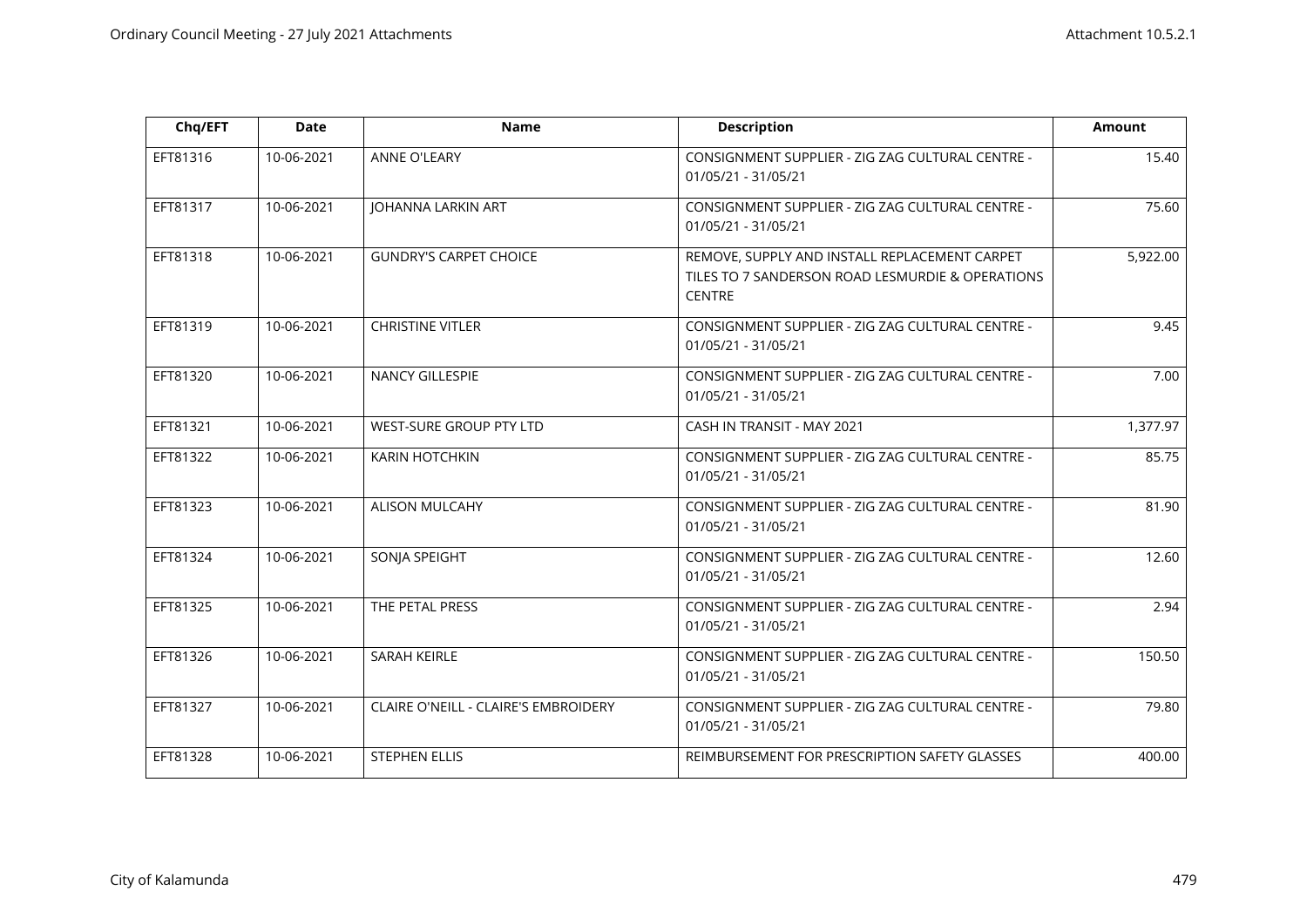| Chq/EFT | Date | Name | Description | Amount |
|---|---|---|---|---|
| EFT81316 | 10-06-2021 | ANNE O'LEARY | CONSIGNMENT SUPPLIER - ZIG ZAG CULTURAL CENTRE - 01/05/21 - 31/05/21 | 15.40 |
| EFT81317 | 10-06-2021 | JOHANNA LARKIN ART | CONSIGNMENT SUPPLIER - ZIG ZAG CULTURAL CENTRE - 01/05/21 - 31/05/21 | 75.60 |
| EFT81318 | 10-06-2021 | GUNDRY'S CARPET CHOICE | REMOVE, SUPPLY AND INSTALL REPLACEMENT CARPET TILES TO 7 SANDERSON ROAD LESMURDIE & OPERATIONS CENTRE | 5,922.00 |
| EFT81319 | 10-06-2021 | CHRISTINE VITLER | CONSIGNMENT SUPPLIER - ZIG ZAG CULTURAL CENTRE - 01/05/21 - 31/05/21 | 9.45 |
| EFT81320 | 10-06-2021 | NANCY GILLESPIE | CONSIGNMENT SUPPLIER - ZIG ZAG CULTURAL CENTRE - 01/05/21 - 31/05/21 | 7.00 |
| EFT81321 | 10-06-2021 | WEST-SURE GROUP PTY LTD | CASH IN TRANSIT - MAY 2021 | 1,377.97 |
| EFT81322 | 10-06-2021 | KARIN HOTCHKIN | CONSIGNMENT SUPPLIER - ZIG ZAG CULTURAL CENTRE - 01/05/21 - 31/05/21 | 85.75 |
| EFT81323 | 10-06-2021 | ALISON MULCAHY | CONSIGNMENT SUPPLIER - ZIG ZAG CULTURAL CENTRE - 01/05/21 - 31/05/21 | 81.90 |
| EFT81324 | 10-06-2021 | SONJA SPEIGHT | CONSIGNMENT SUPPLIER - ZIG ZAG CULTURAL CENTRE - 01/05/21 - 31/05/21 | 12.60 |
| EFT81325 | 10-06-2021 | THE PETAL PRESS | CONSIGNMENT SUPPLIER - ZIG ZAG CULTURAL CENTRE - 01/05/21 - 31/05/21 | 2.94 |
| EFT81326 | 10-06-2021 | SARAH KEIRLE | CONSIGNMENT SUPPLIER - ZIG ZAG CULTURAL CENTRE - 01/05/21 - 31/05/21 | 150.50 |
| EFT81327 | 10-06-2021 | CLAIRE O'NEILL - CLAIRE'S EMBROIDERY | CONSIGNMENT SUPPLIER - ZIG ZAG CULTURAL CENTRE - 01/05/21 - 31/05/21 | 79.80 |
| EFT81328 | 10-06-2021 | STEPHEN ELLIS | REIMBURSEMENT FOR PRESCRIPTION SAFETY GLASSES | 400.00 |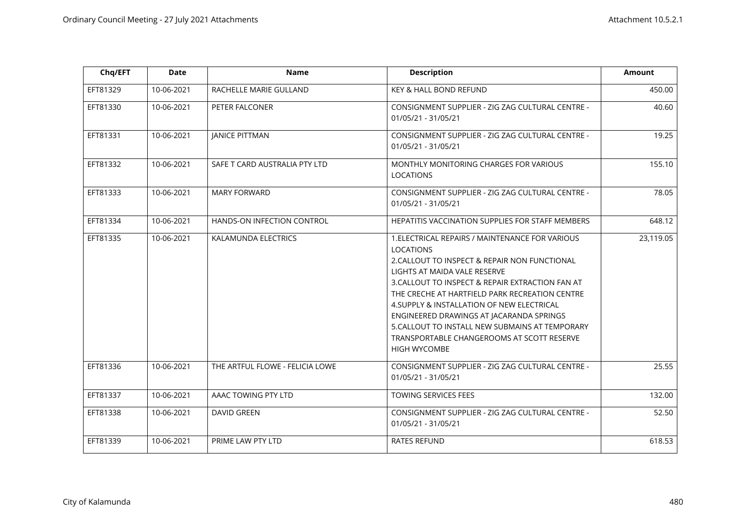| Chq/EFT | Date | Name | Description | Amount |
|---|---|---|---|---|
| EFT81329 | 10-06-2021 | RACHELLE MARIE GULLAND | KEY & HALL BOND REFUND | 450.00 |
| EFT81330 | 10-06-2021 | PETER FALCONER | CONSIGNMENT SUPPLIER - ZIG ZAG CULTURAL CENTRE - 01/05/21 - 31/05/21 | 40.60 |
| EFT81331 | 10-06-2021 | JANICE PITTMAN | CONSIGNMENT SUPPLIER - ZIG ZAG CULTURAL CENTRE - 01/05/21 - 31/05/21 | 19.25 |
| EFT81332 | 10-06-2021 | SAFE T CARD AUSTRALIA PTY LTD | MONTHLY MONITORING CHARGES FOR VARIOUS LOCATIONS | 155.10 |
| EFT81333 | 10-06-2021 | MARY FORWARD | CONSIGNMENT SUPPLIER - ZIG ZAG CULTURAL CENTRE - 01/05/21 - 31/05/21 | 78.05 |
| EFT81334 | 10-06-2021 | HANDS-ON INFECTION CONTROL | HEPATITIS VACCINATION SUPPLIES FOR STAFF MEMBERS | 648.12 |
| EFT81335 | 10-06-2021 | KALAMUNDA ELECTRICS | 1.ELECTRICAL REPAIRS / MAINTENANCE FOR VARIOUS LOCATIONS<br>2.CALLOUT TO INSPECT & REPAIR NON FUNCTIONAL LIGHTS AT MAIDA VALE RESERVE<br>3.CALLOUT TO INSPECT & REPAIR EXTRACTION FAN AT THE CRECHE AT HARTFIELD PARK RECREATION CENTRE<br>4.SUPPLY & INSTALLATION OF NEW ELECTRICAL ENGINEERED DRAWINGS AT JACARANDA SPRINGS<br>5.CALLOUT TO INSTALL NEW SUBMAINS AT TEMPORARY TRANSPORTABLE CHANGEROOMS AT SCOTT RESERVE HIGH WYCOMBE | 23,119.05 |
| EFT81336 | 10-06-2021 | THE ARTFUL FLOWE - FELICIA LOWE | CONSIGNMENT SUPPLIER - ZIG ZAG CULTURAL CENTRE - 01/05/21 - 31/05/21 | 25.55 |
| EFT81337 | 10-06-2021 | AAAC TOWING PTY LTD | TOWING SERVICES FEES | 132.00 |
| EFT81338 | 10-06-2021 | DAVID GREEN | CONSIGNMENT SUPPLIER - ZIG ZAG CULTURAL CENTRE - 01/05/21 - 31/05/21 | 52.50 |
| EFT81339 | 10-06-2021 | PRIME LAW PTY LTD | RATES REFUND | 618.53 |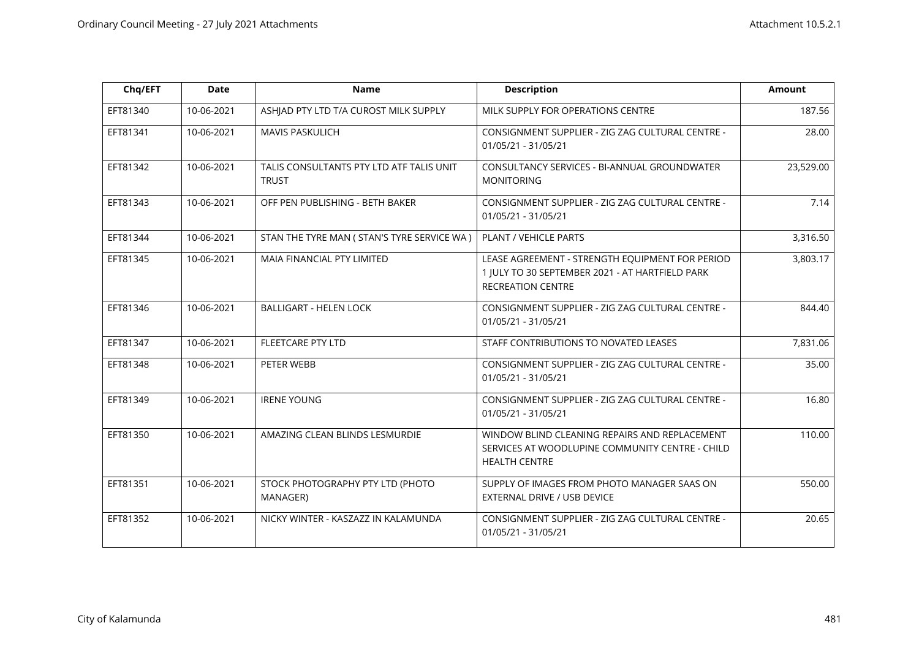| Chq/EFT | Date | Name | Description | Amount |
|---|---|---|---|---|
| EFT81340 | 10-06-2021 | ASHJAD PTY LTD T/A CUROST MILK SUPPLY | MILK SUPPLY FOR OPERATIONS CENTRE | 187.56 |
| EFT81341 | 10-06-2021 | MAVIS PASKULICH | CONSIGNMENT SUPPLIER - ZIG ZAG CULTURAL CENTRE - 01/05/21 - 31/05/21 | 28.00 |
| EFT81342 | 10-06-2021 | TALIS CONSULTANTS PTY LTD ATF TALIS UNIT TRUST | CONSULTANCY SERVICES - BI-ANNUAL GROUNDWATER MONITORING | 23,529.00 |
| EFT81343 | 10-06-2021 | OFF PEN PUBLISHING - BETH BAKER | CONSIGNMENT SUPPLIER - ZIG ZAG CULTURAL CENTRE - 01/05/21 - 31/05/21 | 7.14 |
| EFT81344 | 10-06-2021 | STAN THE TYRE MAN ( STAN'S TYRE SERVICE WA ) | PLANT / VEHICLE PARTS | 3,316.50 |
| EFT81345 | 10-06-2021 | MAIA FINANCIAL PTY LIMITED | LEASE AGREEMENT - STRENGTH EQUIPMENT FOR PERIOD 1 JULY TO 30 SEPTEMBER 2021 - AT HARTFIELD PARK RECREATION CENTRE | 3,803.17 |
| EFT81346 | 10-06-2021 | BALLIGART - HELEN LOCK | CONSIGNMENT SUPPLIER - ZIG ZAG CULTURAL CENTRE - 01/05/21 - 31/05/21 | 844.40 |
| EFT81347 | 10-06-2021 | FLEETCARE PTY LTD | STAFF CONTRIBUTIONS TO NOVATED LEASES | 7,831.06 |
| EFT81348 | 10-06-2021 | PETER WEBB | CONSIGNMENT SUPPLIER - ZIG ZAG CULTURAL CENTRE - 01/05/21 - 31/05/21 | 35.00 |
| EFT81349 | 10-06-2021 | IRENE YOUNG | CONSIGNMENT SUPPLIER - ZIG ZAG CULTURAL CENTRE - 01/05/21 - 31/05/21 | 16.80 |
| EFT81350 | 10-06-2021 | AMAZING CLEAN BLINDS LESMURDIE | WINDOW BLIND CLEANING REPAIRS AND REPLACEMENT SERVICES AT WOODLUPINE COMMUNITY CENTRE - CHILD HEALTH CENTRE | 110.00 |
| EFT81351 | 10-06-2021 | STOCK PHOTOGRAPHY PTY LTD (PHOTO MANAGER) | SUPPLY OF IMAGES FROM PHOTO MANAGER SAAS ON EXTERNAL DRIVE / USB DEVICE | 550.00 |
| EFT81352 | 10-06-2021 | NICKY WINTER - KASZAZZ IN KALAMUNDA | CONSIGNMENT SUPPLIER - ZIG ZAG CULTURAL CENTRE - 01/05/21 - 31/05/21 | 20.65 |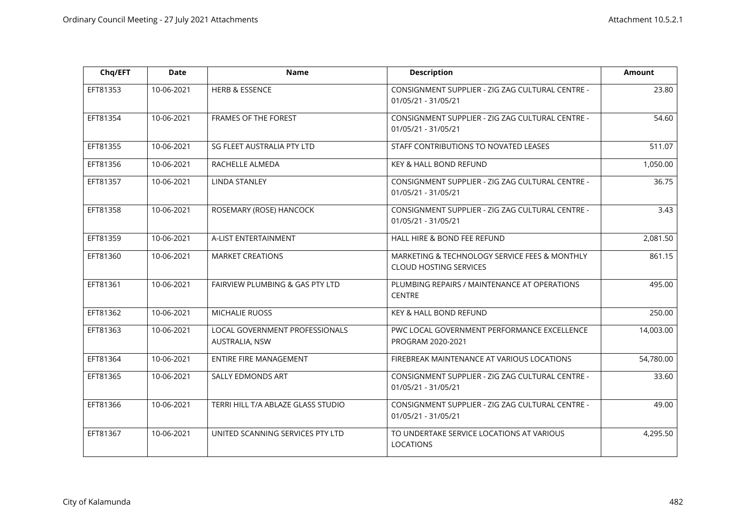| Chq/EFT | Date | Name | Description | Amount |
|---|---|---|---|---|
| EFT81353 | 10-06-2021 | HERB & ESSENCE | CONSIGNMENT SUPPLIER - ZIG ZAG CULTURAL CENTRE - 01/05/21 - 31/05/21 | 23.80 |
| EFT81354 | 10-06-2021 | FRAMES OF THE FOREST | CONSIGNMENT SUPPLIER - ZIG ZAG CULTURAL CENTRE - 01/05/21 - 31/05/21 | 54.60 |
| EFT81355 | 10-06-2021 | SG FLEET AUSTRALIA PTY LTD | STAFF CONTRIBUTIONS TO NOVATED LEASES | 511.07 |
| EFT81356 | 10-06-2021 | RACHELLE ALMEDA | KEY & HALL BOND REFUND | 1,050.00 |
| EFT81357 | 10-06-2021 | LINDA STANLEY | CONSIGNMENT SUPPLIER - ZIG ZAG CULTURAL CENTRE - 01/05/21 - 31/05/21 | 36.75 |
| EFT81358 | 10-06-2021 | ROSEMARY (ROSE) HANCOCK | CONSIGNMENT SUPPLIER - ZIG ZAG CULTURAL CENTRE - 01/05/21 - 31/05/21 | 3.43 |
| EFT81359 | 10-06-2021 | A-LIST ENTERTAINMENT | HALL HIRE & BOND FEE REFUND | 2,081.50 |
| EFT81360 | 10-06-2021 | MARKET CREATIONS | MARKETING & TECHNOLOGY SERVICE FEES & MONTHLY CLOUD HOSTING SERVICES | 861.15 |
| EFT81361 | 10-06-2021 | FAIRVIEW PLUMBING & GAS PTY LTD | PLUMBING REPAIRS / MAINTENANCE AT OPERATIONS CENTRE | 495.00 |
| EFT81362 | 10-06-2021 | MICHALIE RUOSS | KEY & HALL BOND REFUND | 250.00 |
| EFT81363 | 10-06-2021 | LOCAL GOVERNMENT PROFESSIONALS AUSTRALIA, NSW | PWC LOCAL GOVERNMENT PERFORMANCE EXCELLENCE PROGRAM 2020-2021 | 14,003.00 |
| EFT81364 | 10-06-2021 | ENTIRE FIRE MANAGEMENT | FIREBREAK MAINTENANCE AT VARIOUS LOCATIONS | 54,780.00 |
| EFT81365 | 10-06-2021 | SALLY EDMONDS ART | CONSIGNMENT SUPPLIER - ZIG ZAG CULTURAL CENTRE - 01/05/21 - 31/05/21 | 33.60 |
| EFT81366 | 10-06-2021 | TERRI HILL T/A ABLAZE GLASS STUDIO | CONSIGNMENT SUPPLIER - ZIG ZAG CULTURAL CENTRE - 01/05/21 - 31/05/21 | 49.00 |
| EFT81367 | 10-06-2021 | UNITED SCANNING SERVICES PTY LTD | TO UNDERTAKE SERVICE LOCATIONS AT VARIOUS LOCATIONS | 4,295.50 |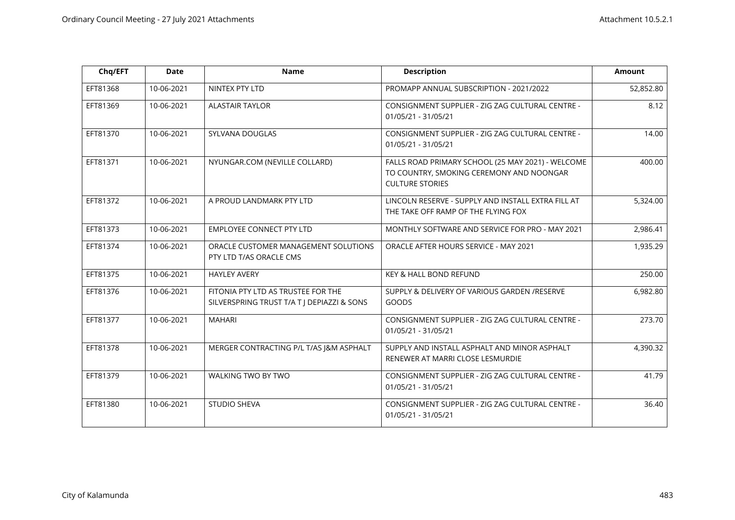| Chq/EFT | Date | Name | Description | Amount |
| --- | --- | --- | --- | --- |
| EFT81368 | 10-06-2021 | NINTEX PTY LTD | PROMAPP ANNUAL SUBSCRIPTION - 2021/2022 | 52,852.80 |
| EFT81369 | 10-06-2021 | ALASTAIR TAYLOR | CONSIGNMENT SUPPLIER - ZIG ZAG CULTURAL CENTRE - 01/05/21 - 31/05/21 | 8.12 |
| EFT81370 | 10-06-2021 | SYLVANA DOUGLAS | CONSIGNMENT SUPPLIER - ZIG ZAG CULTURAL CENTRE - 01/05/21 - 31/05/21 | 14.00 |
| EFT81371 | 10-06-2021 | NYUNGAR.COM (NEVILLE COLLARD) | FALLS ROAD PRIMARY SCHOOL (25 MAY 2021) - WELCOME TO COUNTRY, SMOKING CEREMONY AND NOONGAR CULTURE STORIES | 400.00 |
| EFT81372 | 10-06-2021 | A PROUD LANDMARK PTY LTD | LINCOLN RESERVE - SUPPLY AND INSTALL EXTRA FILL AT THE TAKE OFF RAMP OF THE FLYING FOX | 5,324.00 |
| EFT81373 | 10-06-2021 | EMPLOYEE CONNECT PTY LTD | MONTHLY SOFTWARE AND SERVICE FOR PRO - MAY 2021 | 2,986.41 |
| EFT81374 | 10-06-2021 | ORACLE CUSTOMER MANAGEMENT SOLUTIONS PTY LTD T/AS ORACLE CMS | ORACLE AFTER HOURS SERVICE - MAY 2021 | 1,935.29 |
| EFT81375 | 10-06-2021 | HAYLEY AVERY | KEY & HALL BOND REFUND | 250.00 |
| EFT81376 | 10-06-2021 | FITONIA PTY LTD AS TRUSTEE FOR THE SILVERSPRING TRUST T/A T J DEPIAZZI & SONS | SUPPLY & DELIVERY OF VARIOUS GARDEN /RESERVE GOODS | 6,982.80 |
| EFT81377 | 10-06-2021 | MAHARI | CONSIGNMENT SUPPLIER - ZIG ZAG CULTURAL CENTRE - 01/05/21 - 31/05/21 | 273.70 |
| EFT81378 | 10-06-2021 | MERGER CONTRACTING P/L T/AS J&M ASPHALT | SUPPLY AND INSTALL ASPHALT AND MINOR ASPHALT RENEWER AT MARRI CLOSE LESMURDIE | 4,390.32 |
| EFT81379 | 10-06-2021 | WALKING TWO BY TWO | CONSIGNMENT SUPPLIER - ZIG ZAG CULTURAL CENTRE - 01/05/21 - 31/05/21 | 41.79 |
| EFT81380 | 10-06-2021 | STUDIO SHEVA | CONSIGNMENT SUPPLIER - ZIG ZAG CULTURAL CENTRE - 01/05/21 - 31/05/21 | 36.40 |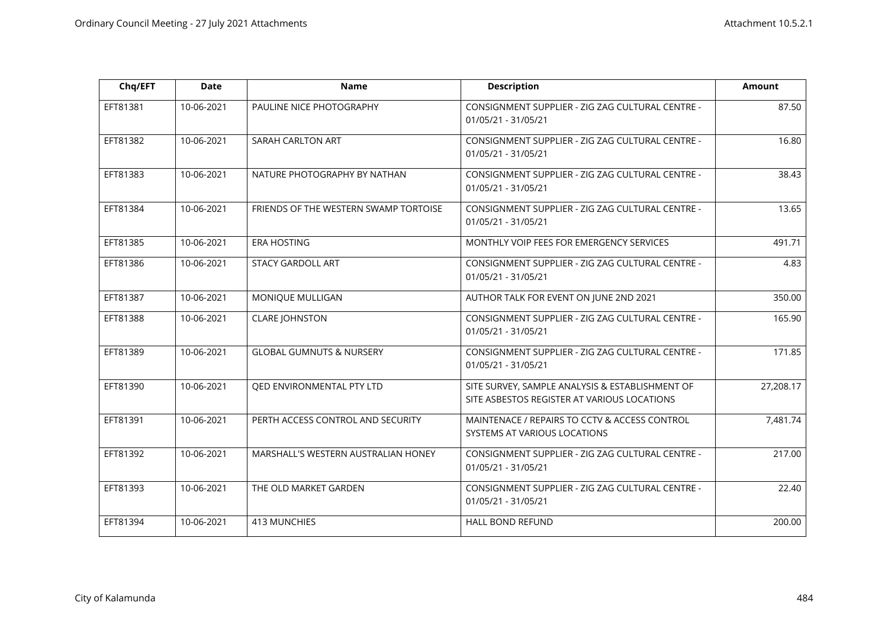| Chq/EFT | Date | Name | Description | Amount |
|---|---|---|---|---|
| EFT81381 | 10-06-2021 | PAULINE NICE PHOTOGRAPHY | CONSIGNMENT SUPPLIER - ZIG ZAG CULTURAL CENTRE - 01/05/21 - 31/05/21 | 87.50 |
| EFT81382 | 10-06-2021 | SARAH CARLTON ART | CONSIGNMENT SUPPLIER - ZIG ZAG CULTURAL CENTRE - 01/05/21 - 31/05/21 | 16.80 |
| EFT81383 | 10-06-2021 | NATURE PHOTOGRAPHY BY NATHAN | CONSIGNMENT SUPPLIER - ZIG ZAG CULTURAL CENTRE - 01/05/21 - 31/05/21 | 38.43 |
| EFT81384 | 10-06-2021 | FRIENDS OF THE WESTERN SWAMP TORTOISE | CONSIGNMENT SUPPLIER - ZIG ZAG CULTURAL CENTRE - 01/05/21 - 31/05/21 | 13.65 |
| EFT81385 | 10-06-2021 | ERA HOSTING | MONTHLY VOIP FEES FOR EMERGENCY SERVICES | 491.71 |
| EFT81386 | 10-06-2021 | STACY GARDOLL ART | CONSIGNMENT SUPPLIER - ZIG ZAG CULTURAL CENTRE - 01/05/21 - 31/05/21 | 4.83 |
| EFT81387 | 10-06-2021 | MONIQUE MULLIGAN | AUTHOR TALK FOR EVENT ON JUNE 2ND 2021 | 350.00 |
| EFT81388 | 10-06-2021 | CLARE JOHNSTON | CONSIGNMENT SUPPLIER - ZIG ZAG CULTURAL CENTRE - 01/05/21 - 31/05/21 | 165.90 |
| EFT81389 | 10-06-2021 | GLOBAL GUMNUTS & NURSERY | CONSIGNMENT SUPPLIER - ZIG ZAG CULTURAL CENTRE - 01/05/21 - 31/05/21 | 171.85 |
| EFT81390 | 10-06-2021 | QED ENVIRONMENTAL PTY LTD | SITE SURVEY, SAMPLE ANALYSIS & ESTABLISHMENT OF SITE ASBESTOS REGISTER AT VARIOUS LOCATIONS | 27,208.17 |
| EFT81391 | 10-06-2021 | PERTH ACCESS CONTROL AND SECURITY | MAINTENACE / REPAIRS TO CCTV & ACCESS CONTROL SYSTEMS AT VARIOUS LOCATIONS | 7,481.74 |
| EFT81392 | 10-06-2021 | MARSHALL'S WESTERN AUSTRALIAN HONEY | CONSIGNMENT SUPPLIER - ZIG ZAG CULTURAL CENTRE - 01/05/21 - 31/05/21 | 217.00 |
| EFT81393 | 10-06-2021 | THE OLD MARKET GARDEN | CONSIGNMENT SUPPLIER - ZIG ZAG CULTURAL CENTRE - 01/05/21 - 31/05/21 | 22.40 |
| EFT81394 | 10-06-2021 | 413 MUNCHIES | HALL BOND REFUND | 200.00 |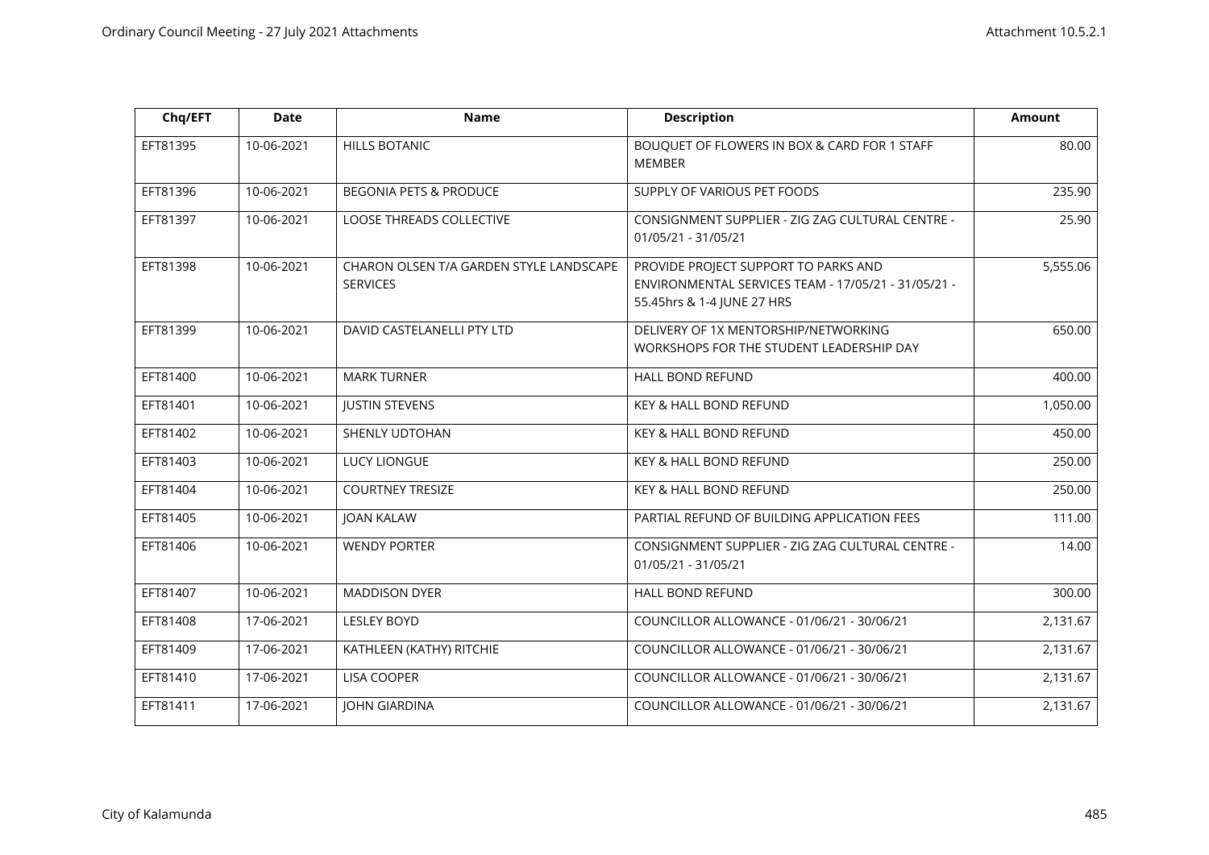| Chq/EFT | Date | Name | Description | Amount |
|---|---|---|---|---|
| EFT81395 | 10-06-2021 | HILLS BOTANIC | BOUQUET OF FLOWERS IN BOX & CARD FOR 1 STAFF MEMBER | 80.00 |
| EFT81396 | 10-06-2021 | BEGONIA PETS & PRODUCE | SUPPLY OF VARIOUS PET FOODS | 235.90 |
| EFT81397 | 10-06-2021 | LOOSE THREADS COLLECTIVE | CONSIGNMENT SUPPLIER - ZIG ZAG CULTURAL CENTRE - 01/05/21 - 31/05/21 | 25.90 |
| EFT81398 | 10-06-2021 | CHARON OLSEN T/A GARDEN STYLE LANDSCAPE SERVICES | PROVIDE PROJECT SUPPORT TO PARKS AND ENVIRONMENTAL SERVICES TEAM - 17/05/21 - 31/05/21 - 55.45hrs & 1-4 JUNE 27 HRS | 5,555.06 |
| EFT81399 | 10-06-2021 | DAVID CASTELANELLI PTY LTD | DELIVERY OF 1X MENTORSHIP/NETWORKING WORKSHOPS FOR THE STUDENT LEADERSHIP DAY | 650.00 |
| EFT81400 | 10-06-2021 | MARK TURNER | HALL BOND REFUND | 400.00 |
| EFT81401 | 10-06-2021 | JUSTIN STEVENS | KEY & HALL BOND REFUND | 1,050.00 |
| EFT81402 | 10-06-2021 | SHENLY UDTOHAN | KEY & HALL BOND REFUND | 450.00 |
| EFT81403 | 10-06-2021 | LUCY LIONGUE | KEY & HALL BOND REFUND | 250.00 |
| EFT81404 | 10-06-2021 | COURTNEY TRESIZE | KEY & HALL BOND REFUND | 250.00 |
| EFT81405 | 10-06-2021 | JOAN KALAW | PARTIAL REFUND OF BUILDING APPLICATION FEES | 111.00 |
| EFT81406 | 10-06-2021 | WENDY PORTER | CONSIGNMENT SUPPLIER - ZIG ZAG CULTURAL CENTRE - 01/05/21 - 31/05/21 | 14.00 |
| EFT81407 | 10-06-2021 | MADDISON DYER | HALL BOND REFUND | 300.00 |
| EFT81408 | 17-06-2021 | LESLEY BOYD | COUNCILLOR ALLOWANCE - 01/06/21 - 30/06/21 | 2,131.67 |
| EFT81409 | 17-06-2021 | KATHLEEN (KATHY) RITCHIE | COUNCILLOR ALLOWANCE - 01/06/21 - 30/06/21 | 2,131.67 |
| EFT81410 | 17-06-2021 | LISA COOPER | COUNCILLOR ALLOWANCE - 01/06/21 - 30/06/21 | 2,131.67 |
| EFT81411 | 17-06-2021 | JOHN GIARDINA | COUNCILLOR ALLOWANCE - 01/06/21 - 30/06/21 | 2,131.67 |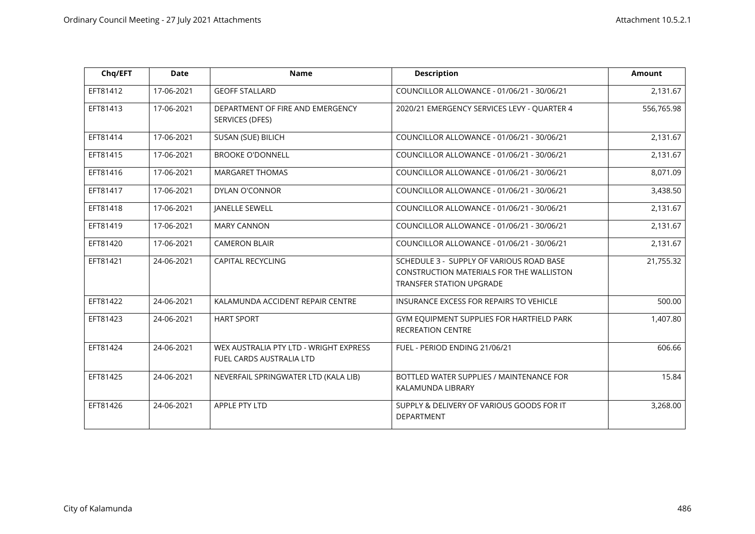| Chq/EFT | Date | Name | Description | Amount |
|---|---|---|---|---|
| EFT81412 | 17-06-2021 | GEOFF STALLARD | COUNCILLOR ALLOWANCE - 01/06/21 - 30/06/21 | 2,131.67 |
| EFT81413 | 17-06-2021 | DEPARTMENT OF FIRE AND EMERGENCY SERVICES (DFES) | 2020/21 EMERGENCY SERVICES LEVY - QUARTER 4 | 556,765.98 |
| EFT81414 | 17-06-2021 | SUSAN (SUE) BILICH | COUNCILLOR ALLOWANCE - 01/06/21 - 30/06/21 | 2,131.67 |
| EFT81415 | 17-06-2021 | BROOKE O'DONNELL | COUNCILLOR ALLOWANCE - 01/06/21 - 30/06/21 | 2,131.67 |
| EFT81416 | 17-06-2021 | MARGARET THOMAS | COUNCILLOR ALLOWANCE - 01/06/21 - 30/06/21 | 8,071.09 |
| EFT81417 | 17-06-2021 | DYLAN O'CONNOR | COUNCILLOR ALLOWANCE - 01/06/21 - 30/06/21 | 3,438.50 |
| EFT81418 | 17-06-2021 | JANELLE SEWELL | COUNCILLOR ALLOWANCE - 01/06/21 - 30/06/21 | 2,131.67 |
| EFT81419 | 17-06-2021 | MARY CANNON | COUNCILLOR ALLOWANCE - 01/06/21 - 30/06/21 | 2,131.67 |
| EFT81420 | 17-06-2021 | CAMERON BLAIR | COUNCILLOR ALLOWANCE - 01/06/21 - 30/06/21 | 2,131.67 |
| EFT81421 | 24-06-2021 | CAPITAL RECYCLING | SCHEDULE 3 - SUPPLY OF VARIOUS ROAD BASE CONSTRUCTION MATERIALS FOR THE WALLISTON TRANSFER STATION UPGRADE | 21,755.32 |
| EFT81422 | 24-06-2021 | KALAMUNDA ACCIDENT REPAIR CENTRE | INSURANCE EXCESS FOR REPAIRS TO VEHICLE | 500.00 |
| EFT81423 | 24-06-2021 | HART SPORT | GYM EQUIPMENT SUPPLIES FOR HARTFIELD PARK RECREATION CENTRE | 1,407.80 |
| EFT81424 | 24-06-2021 | WEX AUSTRALIA PTY LTD - WRIGHT EXPRESS FUEL CARDS AUSTRALIA LTD | FUEL - PERIOD ENDING 21/06/21 | 606.66 |
| EFT81425 | 24-06-2021 | NEVERFAIL SPRINGWATER LTD (KALA LIB) | BOTTLED WATER SUPPLIES / MAINTENANCE FOR KALAMUNDA LIBRARY | 15.84 |
| EFT81426 | 24-06-2021 | APPLE PTY LTD | SUPPLY & DELIVERY OF VARIOUS GOODS FOR IT DEPARTMENT | 3,268.00 |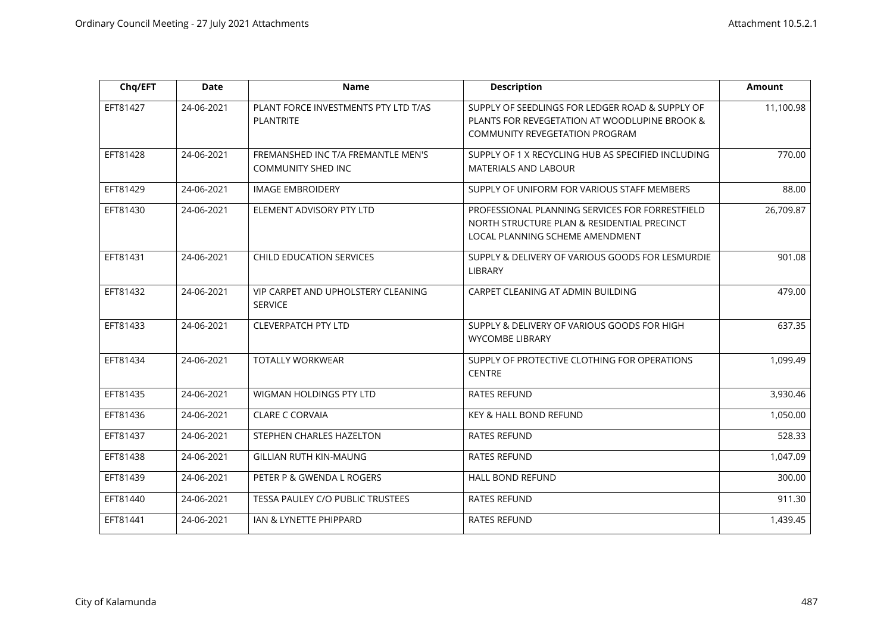| Chq/EFT | Date | Name | Description | Amount |
|---|---|---|---|---|
| EFT81427 | 24-06-2021 | PLANT FORCE INVESTMENTS PTY LTD T/AS PLANTRITE | SUPPLY OF SEEDLINGS FOR LEDGER ROAD & SUPPLY OF PLANTS FOR REVEGETATION AT WOODLUPINE BROOK & COMMUNITY REVEGETATION PROGRAM | 11,100.98 |
| EFT81428 | 24-06-2021 | FREMANSHED INC T/A FREMANTLE MEN'S COMMUNITY SHED INC | SUPPLY OF 1 X RECYCLING HUB AS SPECIFIED INCLUDING MATERIALS AND LABOUR | 770.00 |
| EFT81429 | 24-06-2021 | IMAGE EMBROIDERY | SUPPLY OF UNIFORM FOR VARIOUS STAFF MEMBERS | 88.00 |
| EFT81430 | 24-06-2021 | ELEMENT ADVISORY PTY LTD | PROFESSIONAL PLANNING SERVICES FOR FORRESTFIELD NORTH STRUCTURE PLAN & RESIDENTIAL PRECINCT LOCAL PLANNING SCHEME AMENDMENT | 26,709.87 |
| EFT81431 | 24-06-2021 | CHILD EDUCATION SERVICES | SUPPLY & DELIVERY OF VARIOUS GOODS FOR LESMURDIE LIBRARY | 901.08 |
| EFT81432 | 24-06-2021 | VIP CARPET AND UPHOLSTERY CLEANING SERVICE | CARPET CLEANING AT ADMIN BUILDING | 479.00 |
| EFT81433 | 24-06-2021 | CLEVERPATCH PTY LTD | SUPPLY & DELIVERY OF VARIOUS GOODS FOR HIGH WYCOMBE LIBRARY | 637.35 |
| EFT81434 | 24-06-2021 | TOTALLY WORKWEAR | SUPPLY OF PROTECTIVE CLOTHING FOR OPERATIONS CENTRE | 1,099.49 |
| EFT81435 | 24-06-2021 | WIGMAN HOLDINGS PTY LTD | RATES REFUND | 3,930.46 |
| EFT81436 | 24-06-2021 | CLARE C CORVAIA | KEY & HALL BOND REFUND | 1,050.00 |
| EFT81437 | 24-06-2021 | STEPHEN CHARLES HAZELTON | RATES REFUND | 528.33 |
| EFT81438 | 24-06-2021 | GILLIAN RUTH KIN-MAUNG | RATES REFUND | 1,047.09 |
| EFT81439 | 24-06-2021 | PETER P & GWENDA L ROGERS | HALL BOND REFUND | 300.00 |
| EFT81440 | 24-06-2021 | TESSA PAULEY C/O PUBLIC TRUSTEES | RATES REFUND | 911.30 |
| EFT81441 | 24-06-2021 | IAN & LYNETTE PHIPPARD | RATES REFUND | 1,439.45 |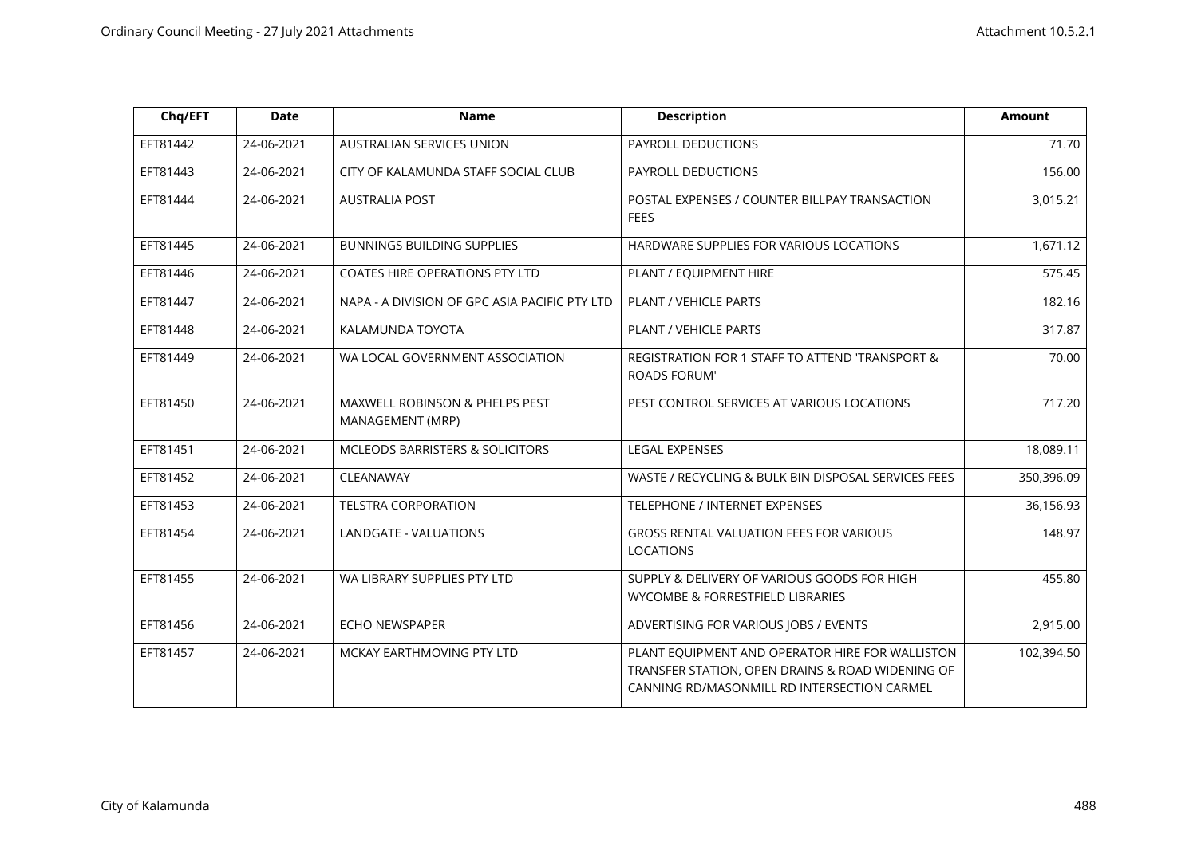| Chq/EFT | Date | Name | Description | Amount |
|---|---|---|---|---|
| EFT81442 | 24-06-2021 | AUSTRALIAN SERVICES UNION | PAYROLL DEDUCTIONS | 71.70 |
| EFT81443 | 24-06-2021 | CITY OF KALAMUNDA STAFF SOCIAL CLUB | PAYROLL DEDUCTIONS | 156.00 |
| EFT81444 | 24-06-2021 | AUSTRALIA POST | POSTAL EXPENSES / COUNTER BILLPAY TRANSACTION FEES | 3,015.21 |
| EFT81445 | 24-06-2021 | BUNNINGS BUILDING SUPPLIES | HARDWARE SUPPLIES FOR VARIOUS LOCATIONS | 1,671.12 |
| EFT81446 | 24-06-2021 | COATES HIRE OPERATIONS PTY LTD | PLANT / EQUIPMENT HIRE | 575.45 |
| EFT81447 | 24-06-2021 | NAPA - A DIVISION OF GPC ASIA PACIFIC PTY LTD | PLANT / VEHICLE PARTS | 182.16 |
| EFT81448 | 24-06-2021 | KALAMUNDA TOYOTA | PLANT / VEHICLE PARTS | 317.87 |
| EFT81449 | 24-06-2021 | WA LOCAL GOVERNMENT ASSOCIATION | REGISTRATION FOR 1 STAFF TO ATTEND 'TRANSPORT & ROADS FORUM' | 70.00 |
| EFT81450 | 24-06-2021 | MAXWELL ROBINSON & PHELPS PEST MANAGEMENT (MRP) | PEST CONTROL SERVICES AT VARIOUS LOCATIONS | 717.20 |
| EFT81451 | 24-06-2021 | MCLEODS BARRISTERS & SOLICITORS | LEGAL EXPENSES | 18,089.11 |
| EFT81452 | 24-06-2021 | CLEANAWAY | WASTE / RECYCLING & BULK BIN DISPOSAL SERVICES FEES | 350,396.09 |
| EFT81453 | 24-06-2021 | TELSTRA CORPORATION | TELEPHONE / INTERNET EXPENSES | 36,156.93 |
| EFT81454 | 24-06-2021 | LANDGATE - VALUATIONS | GROSS RENTAL VALUATION FEES FOR VARIOUS LOCATIONS | 148.97 |
| EFT81455 | 24-06-2021 | WA LIBRARY SUPPLIES PTY LTD | SUPPLY & DELIVERY OF VARIOUS GOODS FOR HIGH WYCOMBE & FORRESTFIELD LIBRARIES | 455.80 |
| EFT81456 | 24-06-2021 | ECHO NEWSPAPER | ADVERTISING FOR VARIOUS JOBS / EVENTS | 2,915.00 |
| EFT81457 | 24-06-2021 | MCKAY EARTHMOVING PTY LTD | PLANT EQUIPMENT AND OPERATOR HIRE FOR WALLISTON TRANSFER STATION, OPEN DRAINS & ROAD WIDENING OF CANNING RD/MASONMILL RD INTERSECTION CARMEL | 102,394.50 |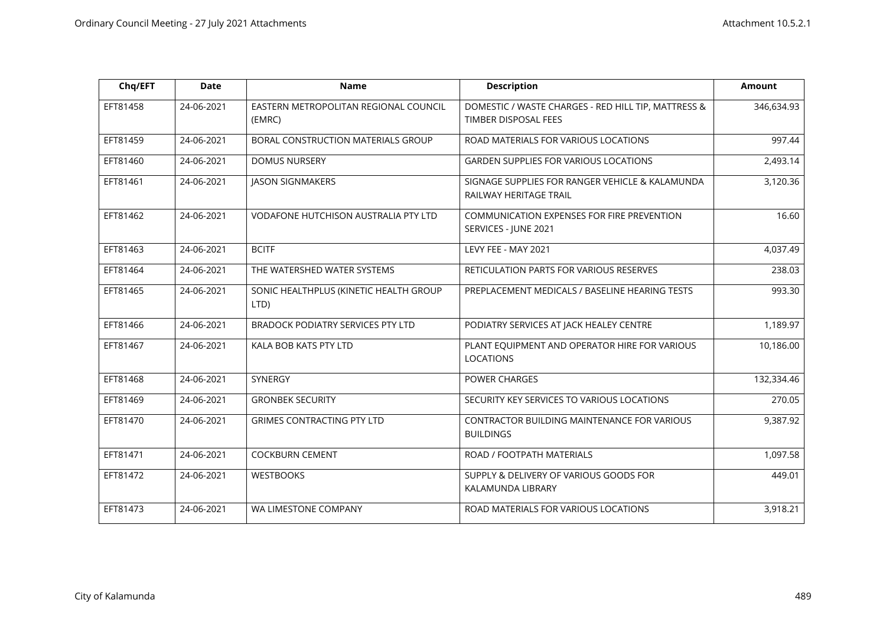| Chq/EFT | Date | Name | Description | Amount |
| --- | --- | --- | --- | --- |
| EFT81458 | 24-06-2021 | EASTERN METROPOLITAN REGIONAL COUNCIL (EMRC) | DOMESTIC / WASTE CHARGES - RED HILL TIP, MATTRESS & TIMBER DISPOSAL FEES | 346,634.93 |
| EFT81459 | 24-06-2021 | BORAL CONSTRUCTION MATERIALS GROUP | ROAD MATERIALS FOR VARIOUS LOCATIONS | 997.44 |
| EFT81460 | 24-06-2021 | DOMUS NURSERY | GARDEN SUPPLIES FOR VARIOUS LOCATIONS | 2,493.14 |
| EFT81461 | 24-06-2021 | JASON SIGNMAKERS | SIGNAGE SUPPLIES FOR RANGER VEHICLE & KALAMUNDA RAILWAY HERITAGE TRAIL | 3,120.36 |
| EFT81462 | 24-06-2021 | VODAFONE HUTCHISON AUSTRALIA PTY LTD | COMMUNICATION EXPENSES FOR FIRE PREVENTION SERVICES - JUNE 2021 | 16.60 |
| EFT81463 | 24-06-2021 | BCITF | LEVY FEE - MAY 2021 | 4,037.49 |
| EFT81464 | 24-06-2021 | THE WATERSHED WATER SYSTEMS | RETICULATION PARTS FOR VARIOUS RESERVES | 238.03 |
| EFT81465 | 24-06-2021 | SONIC HEALTHPLUS (KINETIC HEALTH GROUP LTD) | PREPLACEMENT MEDICALS / BASELINE HEARING TESTS | 993.30 |
| EFT81466 | 24-06-2021 | BRADOCK PODIATRY SERVICES PTY LTD | PODIATRY SERVICES AT JACK HEALEY CENTRE | 1,189.97 |
| EFT81467 | 24-06-2021 | KALA BOB KATS PTY LTD | PLANT EQUIPMENT AND OPERATOR HIRE FOR VARIOUS LOCATIONS | 10,186.00 |
| EFT81468 | 24-06-2021 | SYNERGY | POWER CHARGES | 132,334.46 |
| EFT81469 | 24-06-2021 | GRONBEK SECURITY | SECURITY KEY SERVICES TO VARIOUS LOCATIONS | 270.05 |
| EFT81470 | 24-06-2021 | GRIMES CONTRACTING PTY LTD | CONTRACTOR BUILDING MAINTENANCE FOR VARIOUS BUILDINGS | 9,387.92 |
| EFT81471 | 24-06-2021 | COCKBURN CEMENT | ROAD / FOOTPATH MATERIALS | 1,097.58 |
| EFT81472 | 24-06-2021 | WESTBOOKS | SUPPLY & DELIVERY OF VARIOUS GOODS FOR KALAMUNDA LIBRARY | 449.01 |
| EFT81473 | 24-06-2021 | WA LIMESTONE COMPANY | ROAD MATERIALS FOR VARIOUS LOCATIONS | 3,918.21 |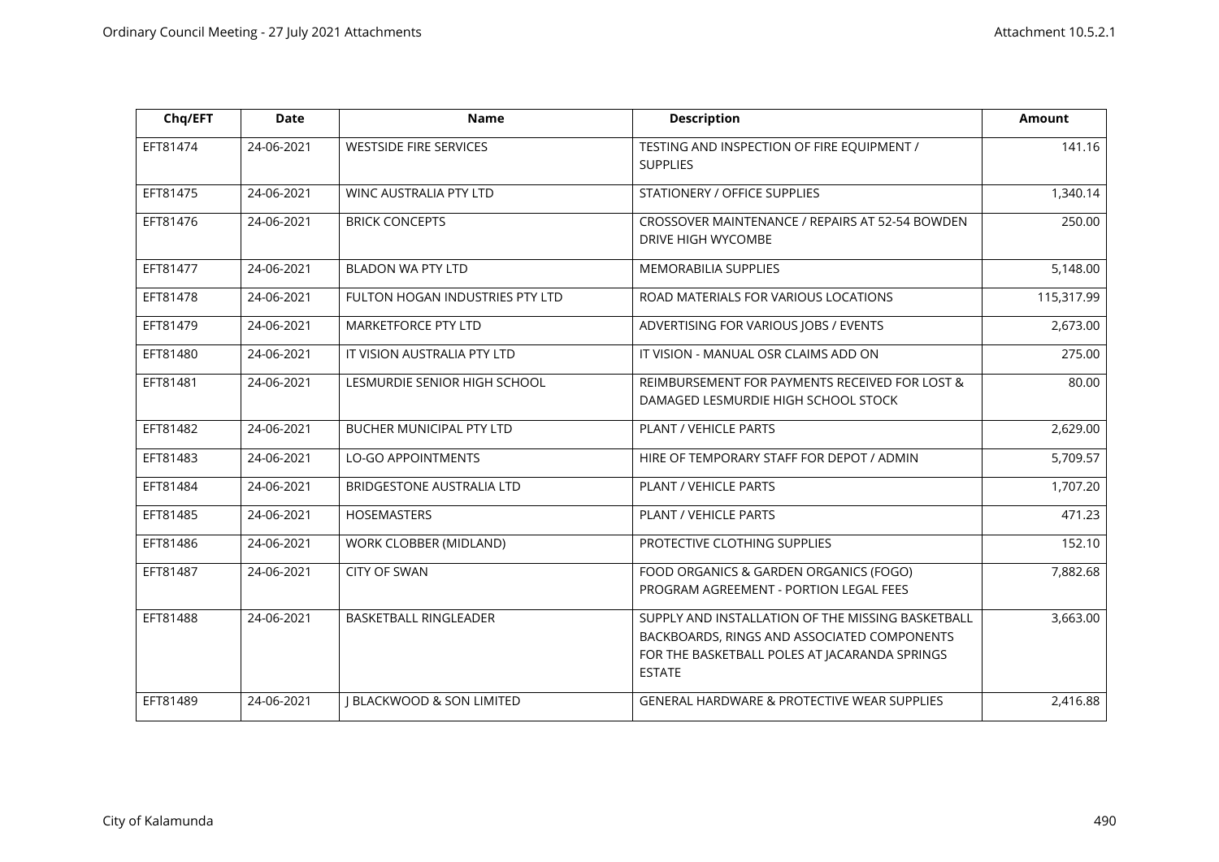| Chq/EFT | Date | Name | Description | Amount |
|---|---|---|---|---|
| EFT81474 | 24-06-2021 | WESTSIDE FIRE SERVICES | TESTING AND INSPECTION OF FIRE EQUIPMENT / SUPPLIES | 141.16 |
| EFT81475 | 24-06-2021 | WINC AUSTRALIA PTY LTD | STATIONERY / OFFICE SUPPLIES | 1,340.14 |
| EFT81476 | 24-06-2021 | BRICK CONCEPTS | CROSSOVER MAINTENANCE / REPAIRS AT 52-54 BOWDEN DRIVE HIGH WYCOMBE | 250.00 |
| EFT81477 | 24-06-2021 | BLADON WA PTY LTD | MEMORABILIA SUPPLIES | 5,148.00 |
| EFT81478 | 24-06-2021 | FULTON HOGAN INDUSTRIES PTY LTD | ROAD MATERIALS FOR VARIOUS LOCATIONS | 115,317.99 |
| EFT81479 | 24-06-2021 | MARKETFORCE PTY LTD | ADVERTISING FOR VARIOUS JOBS / EVENTS | 2,673.00 |
| EFT81480 | 24-06-2021 | IT VISION AUSTRALIA PTY LTD | IT VISION - MANUAL OSR CLAIMS ADD ON | 275.00 |
| EFT81481 | 24-06-2021 | LESMURDIE SENIOR HIGH SCHOOL | REIMBURSEMENT FOR PAYMENTS RECEIVED FOR LOST & DAMAGED LESMURDIE HIGH SCHOOL STOCK | 80.00 |
| EFT81482 | 24-06-2021 | BUCHER MUNICIPAL PTY LTD | PLANT / VEHICLE PARTS | 2,629.00 |
| EFT81483 | 24-06-2021 | LO-GO APPOINTMENTS | HIRE OF TEMPORARY STAFF FOR DEPOT / ADMIN | 5,709.57 |
| EFT81484 | 24-06-2021 | BRIDGESTONE AUSTRALIA LTD | PLANT / VEHICLE PARTS | 1,707.20 |
| EFT81485 | 24-06-2021 | HOSEMASTERS | PLANT / VEHICLE PARTS | 471.23 |
| EFT81486 | 24-06-2021 | WORK CLOBBER (MIDLAND) | PROTECTIVE CLOTHING SUPPLIES | 152.10 |
| EFT81487 | 24-06-2021 | CITY OF SWAN | FOOD ORGANICS & GARDEN ORGANICS (FOGO) PROGRAM AGREEMENT - PORTION LEGAL FEES | 7,882.68 |
| EFT81488 | 24-06-2021 | BASKETBALL RINGLEADER | SUPPLY AND INSTALLATION OF THE MISSING BASKETBALL BACKBOARDS, RINGS AND ASSOCIATED COMPONENTS FOR THE BASKETBALL POLES AT JACARANDA SPRINGS ESTATE | 3,663.00 |
| EFT81489 | 24-06-2021 | J BLACKWOOD & SON LIMITED | GENERAL HARDWARE & PROTECTIVE WEAR SUPPLIES | 2,416.88 |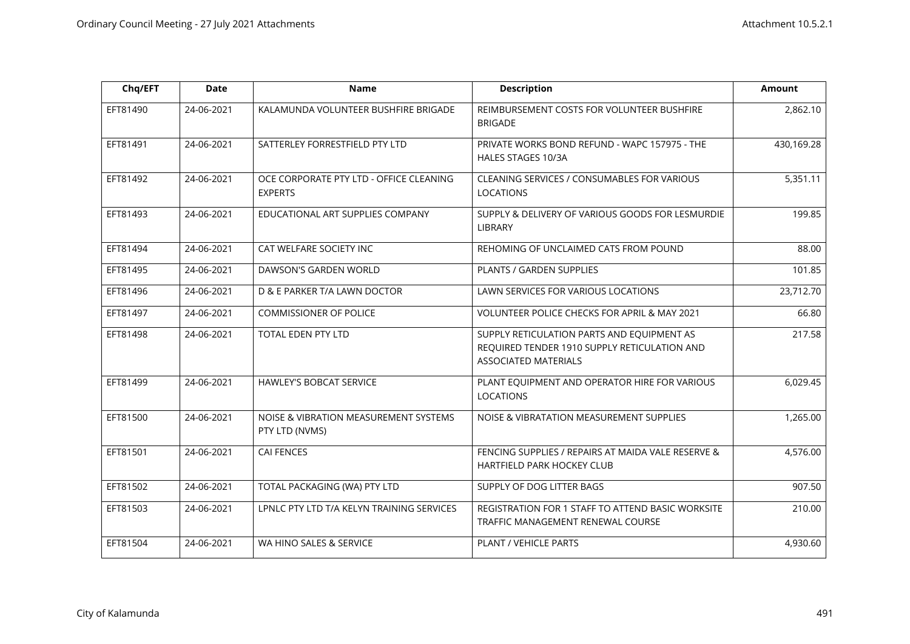| Chq/EFT | Date | Name | Description | Amount |
|---|---|---|---|---|
| EFT81490 | 24-06-2021 | KALAMUNDA VOLUNTEER BUSHFIRE BRIGADE | REIMBURSEMENT COSTS FOR VOLUNTEER BUSHFIRE BRIGADE | 2,862.10 |
| EFT81491 | 24-06-2021 | SATTERLEY FORRESTFIELD PTY LTD | PRIVATE WORKS BOND REFUND - WAPC 157975 - THE HALES STAGES 10/3A | 430,169.28 |
| EFT81492 | 24-06-2021 | OCE CORPORATE PTY LTD - OFFICE CLEANING EXPERTS | CLEANING SERVICES / CONSUMABLES FOR VARIOUS LOCATIONS | 5,351.11 |
| EFT81493 | 24-06-2021 | EDUCATIONAL ART SUPPLIES COMPANY | SUPPLY & DELIVERY OF VARIOUS GOODS FOR LESMURDIE LIBRARY | 199.85 |
| EFT81494 | 24-06-2021 | CAT WELFARE SOCIETY INC | REHOMING OF UNCLAIMED CATS FROM POUND | 88.00 |
| EFT81495 | 24-06-2021 | DAWSON'S GARDEN WORLD | PLANTS / GARDEN SUPPLIES | 101.85 |
| EFT81496 | 24-06-2021 | D & E PARKER T/A LAWN DOCTOR | LAWN SERVICES FOR VARIOUS LOCATIONS | 23,712.70 |
| EFT81497 | 24-06-2021 | COMMISSIONER OF POLICE | VOLUNTEER POLICE CHECKS FOR APRIL & MAY 2021 | 66.80 |
| EFT81498 | 24-06-2021 | TOTAL EDEN PTY LTD | SUPPLY RETICULATION PARTS AND EQUIPMENT AS REQUIRED TENDER 1910 SUPPLY RETICULATION AND ASSOCIATED MATERIALS | 217.58 |
| EFT81499 | 24-06-2021 | HAWLEY'S BOBCAT SERVICE | PLANT EQUIPMENT AND OPERATOR HIRE FOR VARIOUS LOCATIONS | 6,029.45 |
| EFT81500 | 24-06-2021 | NOISE & VIBRATION MEASUREMENT SYSTEMS PTY LTD (NVMS) | NOISE & VIBRATATION MEASUREMENT SUPPLIES | 1,265.00 |
| EFT81501 | 24-06-2021 | CAI FENCES | FENCING SUPPLIES / REPAIRS AT MAIDA VALE RESERVE & HARTFIELD PARK HOCKEY CLUB | 4,576.00 |
| EFT81502 | 24-06-2021 | TOTAL PACKAGING (WA) PTY LTD | SUPPLY OF DOG LITTER BAGS | 907.50 |
| EFT81503 | 24-06-2021 | LPNLC PTY LTD T/A KELYN TRAINING SERVICES | REGISTRATION FOR 1 STAFF TO ATTEND BASIC WORKSITE TRAFFIC MANAGEMENT RENEWAL COURSE | 210.00 |
| EFT81504 | 24-06-2021 | WA HINO SALES & SERVICE | PLANT / VEHICLE PARTS | 4,930.60 |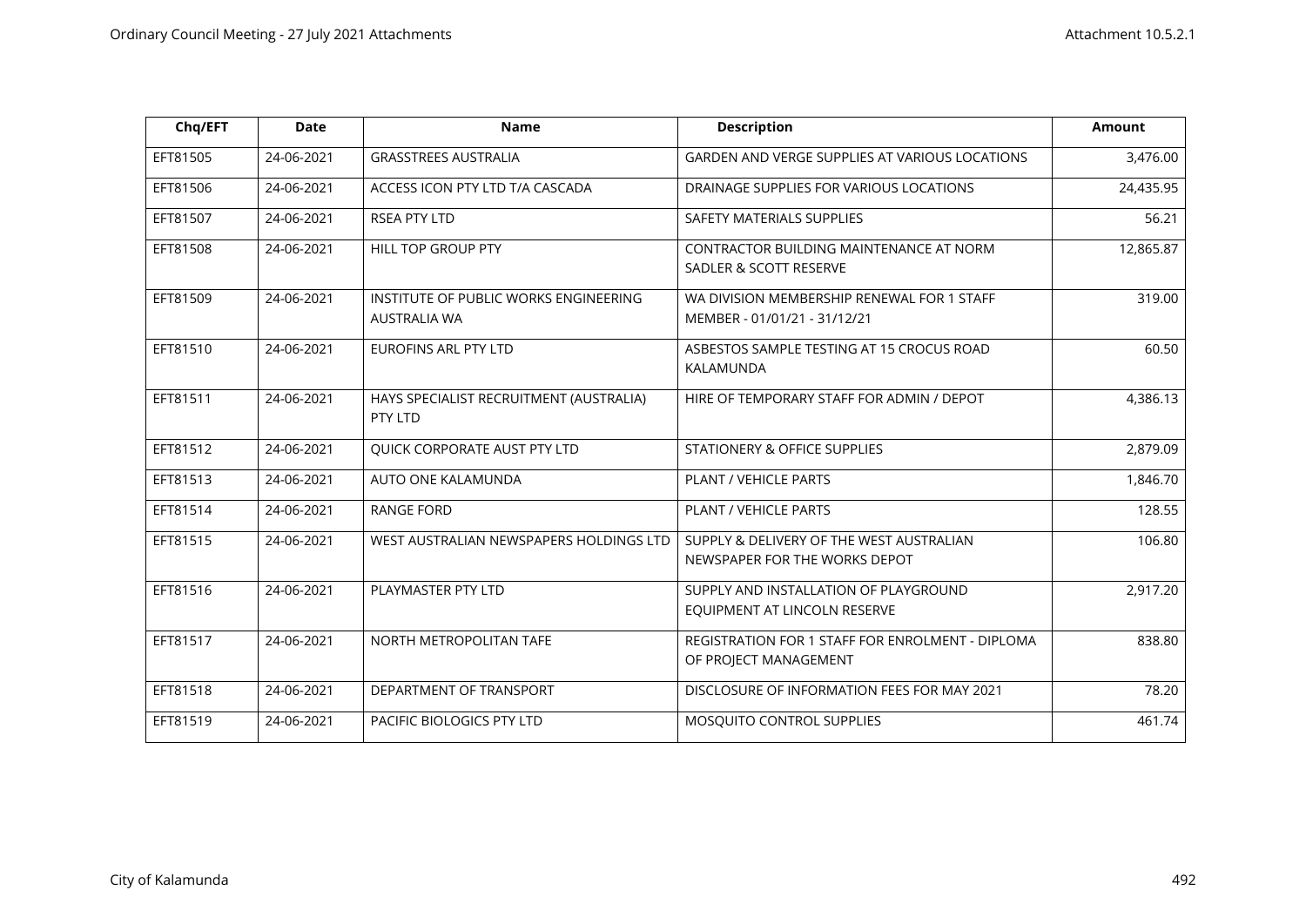| Chq/EFT | Date | Name | Description | Amount |
|---|---|---|---|---|
| EFT81505 | 24-06-2021 | GRASSTREES AUSTRALIA | GARDEN AND VERGE SUPPLIES AT VARIOUS LOCATIONS | 3,476.00 |
| EFT81506 | 24-06-2021 | ACCESS ICON PTY LTD T/A CASCADA | DRAINAGE SUPPLIES FOR VARIOUS LOCATIONS | 24,435.95 |
| EFT81507 | 24-06-2021 | RSEA PTY LTD | SAFETY MATERIALS SUPPLIES | 56.21 |
| EFT81508 | 24-06-2021 | HILL TOP GROUP PTY | CONTRACTOR BUILDING MAINTENANCE AT NORM SADLER & SCOTT RESERVE | 12,865.87 |
| EFT81509 | 24-06-2021 | INSTITUTE OF PUBLIC WORKS ENGINEERING AUSTRALIA WA | WA DIVISION MEMBERSHIP RENEWAL FOR 1 STAFF MEMBER - 01/01/21 - 31/12/21 | 319.00 |
| EFT81510 | 24-06-2021 | EUROFINS ARL PTY LTD | ASBESTOS SAMPLE TESTING AT 15 CROCUS ROAD KALAMUNDA | 60.50 |
| EFT81511 | 24-06-2021 | HAYS SPECIALIST RECRUITMENT (AUSTRALIA) PTY LTD | HIRE OF TEMPORARY STAFF FOR ADMIN / DEPOT | 4,386.13 |
| EFT81512 | 24-06-2021 | QUICK CORPORATE AUST PTY LTD | STATIONERY & OFFICE SUPPLIES | 2,879.09 |
| EFT81513 | 24-06-2021 | AUTO ONE KALAMUNDA | PLANT / VEHICLE PARTS | 1,846.70 |
| EFT81514 | 24-06-2021 | RANGE FORD | PLANT / VEHICLE PARTS | 128.55 |
| EFT81515 | 24-06-2021 | WEST AUSTRALIAN NEWSPAPERS HOLDINGS LTD | SUPPLY & DELIVERY OF THE WEST AUSTRALIAN NEWSPAPER FOR THE WORKS DEPOT | 106.80 |
| EFT81516 | 24-06-2021 | PLAYMASTER PTY LTD | SUPPLY AND INSTALLATION OF PLAYGROUND EQUIPMENT AT LINCOLN RESERVE | 2,917.20 |
| EFT81517 | 24-06-2021 | NORTH METROPOLITAN TAFE | REGISTRATION FOR 1 STAFF FOR ENROLMENT - DIPLOMA OF PROJECT MANAGEMENT | 838.80 |
| EFT81518 | 24-06-2021 | DEPARTMENT OF TRANSPORT | DISCLOSURE OF INFORMATION FEES FOR MAY 2021 | 78.20 |
| EFT81519 | 24-06-2021 | PACIFIC BIOLOGICS PTY LTD | MOSQUITO CONTROL SUPPLIES | 461.74 |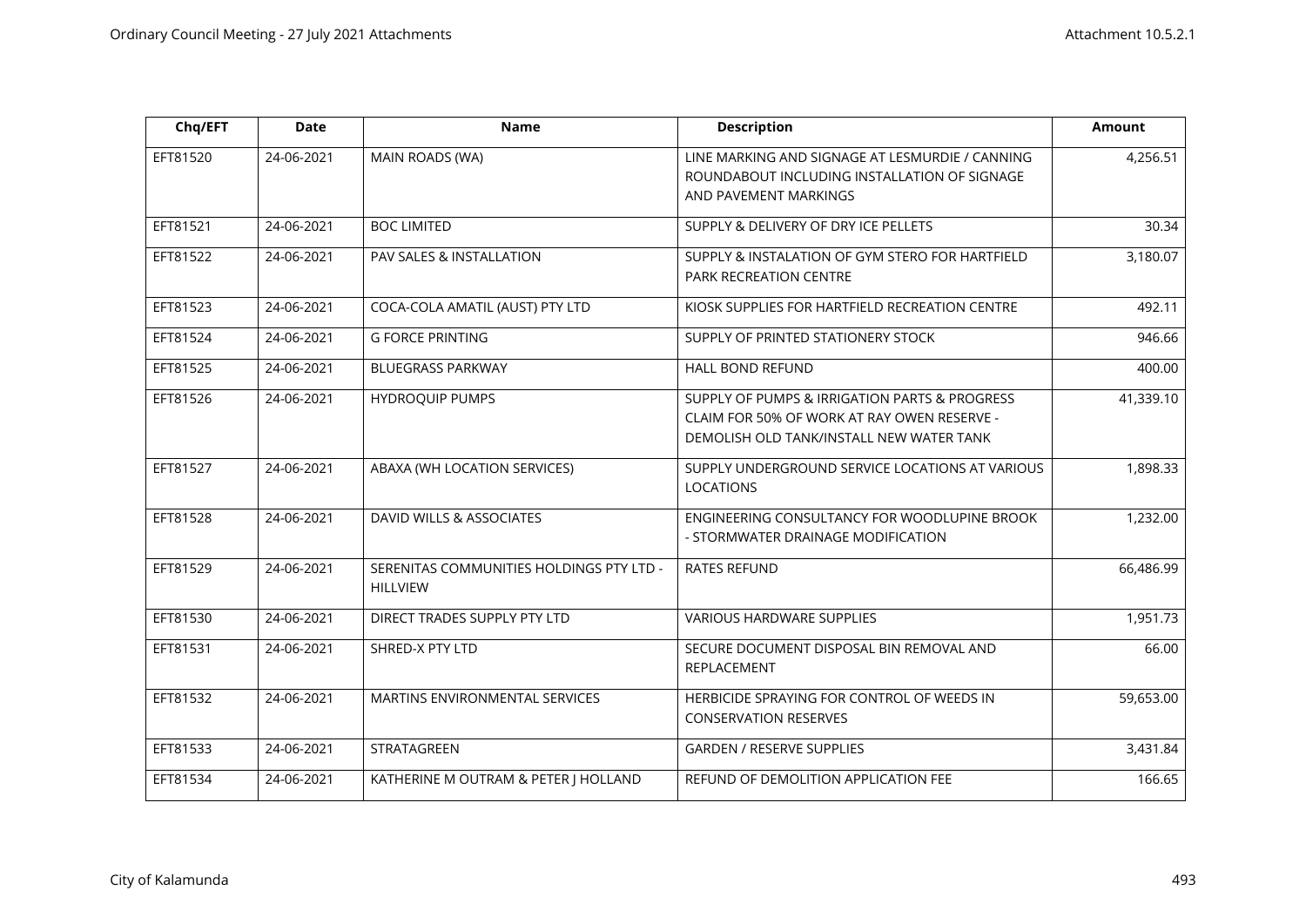| Chq/EFT | Date | Name | Description | Amount |
|---|---|---|---|---|
| EFT81520 | 24-06-2021 | MAIN ROADS (WA) | LINE MARKING AND SIGNAGE AT LESMURDIE / CANNING ROUNDABOUT INCLUDING INSTALLATION OF SIGNAGE AND PAVEMENT MARKINGS | 4,256.51 |
| EFT81521 | 24-06-2021 | BOC LIMITED | SUPPLY & DELIVERY OF DRY ICE PELLETS | 30.34 |
| EFT81522 | 24-06-2021 | PAV SALES & INSTALLATION | SUPPLY & INSTALATION OF GYM STERO FOR HARTFIELD PARK RECREATION CENTRE | 3,180.07 |
| EFT81523 | 24-06-2021 | COCA-COLA AMATIL (AUST) PTY LTD | KIOSK SUPPLIES FOR HARTFIELD RECREATION CENTRE | 492.11 |
| EFT81524 | 24-06-2021 | G FORCE PRINTING | SUPPLY OF PRINTED STATIONERY STOCK | 946.66 |
| EFT81525 | 24-06-2021 | BLUEGRASS PARKWAY | HALL BOND REFUND | 400.00 |
| EFT81526 | 24-06-2021 | HYDROQUIP PUMPS | SUPPLY OF PUMPS & IRRIGATION PARTS & PROGRESS CLAIM FOR 50% OF WORK AT RAY OWEN RESERVE - DEMOLISH OLD TANK/INSTALL NEW WATER TANK | 41,339.10 |
| EFT81527 | 24-06-2021 | ABAXA (WH LOCATION SERVICES) | SUPPLY UNDERGROUND SERVICE LOCATIONS AT VARIOUS LOCATIONS | 1,898.33 |
| EFT81528 | 24-06-2021 | DAVID WILLS & ASSOCIATES | ENGINEERING CONSULTANCY FOR WOODLUPINE BROOK - STORMWATER DRAINAGE MODIFICATION | 1,232.00 |
| EFT81529 | 24-06-2021 | SERENITAS COMMUNITIES HOLDINGS PTY LTD - HILLVIEW | RATES REFUND | 66,486.99 |
| EFT81530 | 24-06-2021 | DIRECT TRADES SUPPLY PTY LTD | VARIOUS HARDWARE SUPPLIES | 1,951.73 |
| EFT81531 | 24-06-2021 | SHRED-X PTY LTD | SECURE DOCUMENT DISPOSAL BIN REMOVAL AND REPLACEMENT | 66.00 |
| EFT81532 | 24-06-2021 | MARTINS ENVIRONMENTAL SERVICES | HERBICIDE SPRAYING FOR CONTROL OF WEEDS IN CONSERVATION RESERVES | 59,653.00 |
| EFT81533 | 24-06-2021 | STRATAGREEN | GARDEN / RESERVE SUPPLIES | 3,431.84 |
| EFT81534 | 24-06-2021 | KATHERINE M OUTRAM & PETER J HOLLAND | REFUND OF DEMOLITION APPLICATION FEE | 166.65 |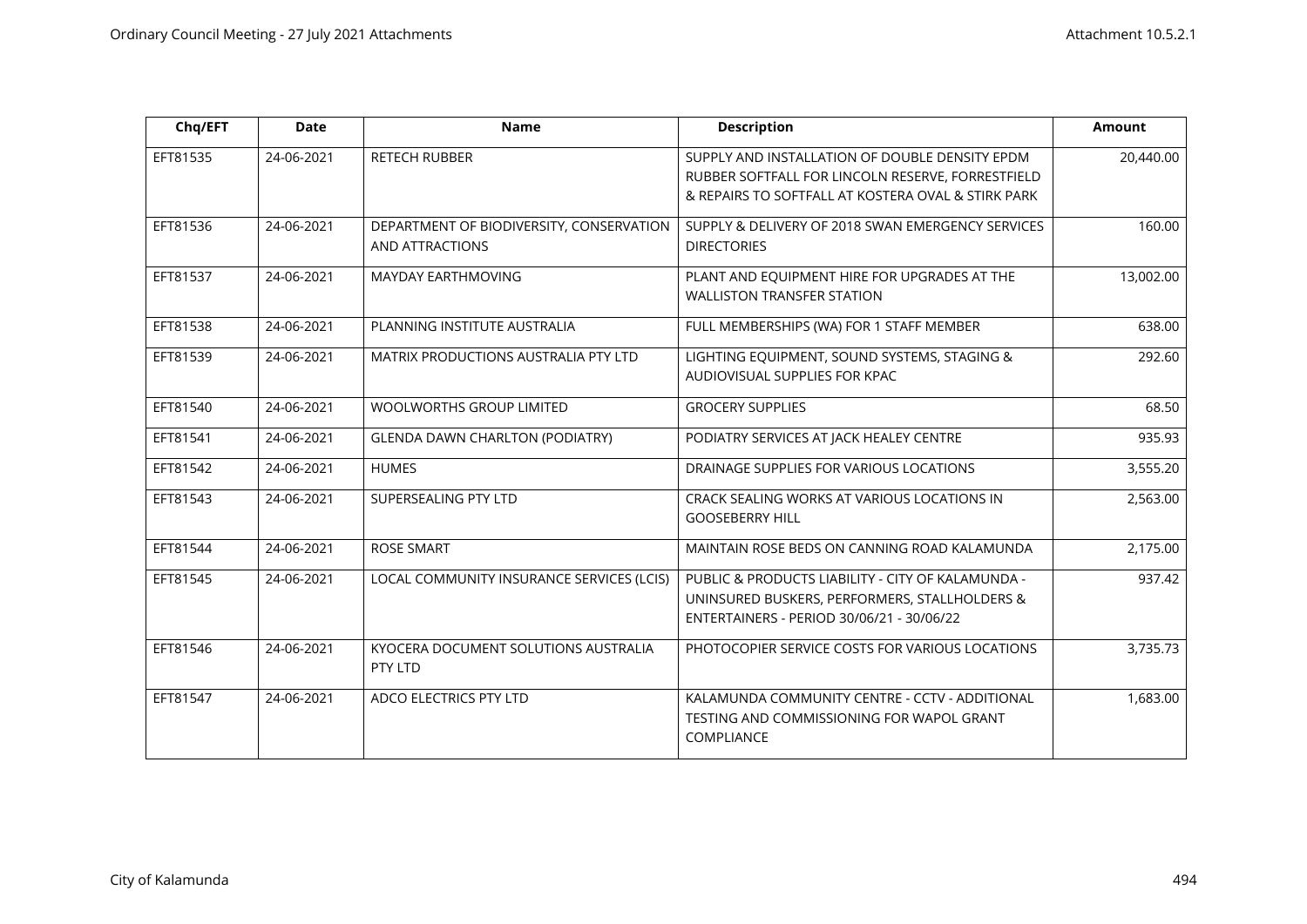| Chq/EFT | Date | Name | Description | Amount |
|---|---|---|---|---|
| EFT81535 | 24-06-2021 | RETECH RUBBER | SUPPLY AND INSTALLATION OF DOUBLE DENSITY EPDM RUBBER SOFTFALL FOR LINCOLN RESERVE, FORRESTFIELD & REPAIRS TO SOFTFALL AT KOSTERA OVAL & STIRK PARK | 20,440.00 |
| EFT81536 | 24-06-2021 | DEPARTMENT OF BIODIVERSITY, CONSERVATION AND ATTRACTIONS | SUPPLY & DELIVERY OF 2018 SWAN EMERGENCY SERVICES DIRECTORIES | 160.00 |
| EFT81537 | 24-06-2021 | MAYDAY EARTHMOVING | PLANT AND EQUIPMENT HIRE FOR UPGRADES AT THE WALLISTON TRANSFER STATION | 13,002.00 |
| EFT81538 | 24-06-2021 | PLANNING INSTITUTE AUSTRALIA | FULL MEMBERSHIPS (WA) FOR 1 STAFF MEMBER | 638.00 |
| EFT81539 | 24-06-2021 | MATRIX PRODUCTIONS AUSTRALIA PTY LTD | LIGHTING EQUIPMENT, SOUND SYSTEMS, STAGING & AUDIOVISUAL SUPPLIES FOR KPAC | 292.60 |
| EFT81540 | 24-06-2021 | WOOLWORTHS GROUP LIMITED | GROCERY SUPPLIES | 68.50 |
| EFT81541 | 24-06-2021 | GLENDA DAWN CHARLTON (PODIATRY) | PODIATRY SERVICES AT JACK HEALEY CENTRE | 935.93 |
| EFT81542 | 24-06-2021 | HUMES | DRAINAGE SUPPLIES FOR VARIOUS LOCATIONS | 3,555.20 |
| EFT81543 | 24-06-2021 | SUPERSEALING PTY LTD | CRACK SEALING WORKS AT VARIOUS LOCATIONS IN GOOSEBERRY HILL | 2,563.00 |
| EFT81544 | 24-06-2021 | ROSE SMART | MAINTAIN ROSE BEDS ON CANNING ROAD KALAMUNDA | 2,175.00 |
| EFT81545 | 24-06-2021 | LOCAL COMMUNITY INSURANCE SERVICES (LCIS) | PUBLIC & PRODUCTS LIABILITY - CITY OF KALAMUNDA - UNINSURED BUSKERS, PERFORMERS, STALLHOLDERS & ENTERTAINERS - PERIOD 30/06/21 - 30/06/22 | 937.42 |
| EFT81546 | 24-06-2021 | KYOCERA DOCUMENT SOLUTIONS AUSTRALIA PTY LTD | PHOTOCOPIER SERVICE COSTS FOR VARIOUS LOCATIONS | 3,735.73 |
| EFT81547 | 24-06-2021 | ADCO ELECTRICS PTY LTD | KALAMUNDA COMMUNITY CENTRE - CCTV - ADDITIONAL TESTING AND COMMISSIONING FOR WAPOL GRANT COMPLIANCE | 1,683.00 |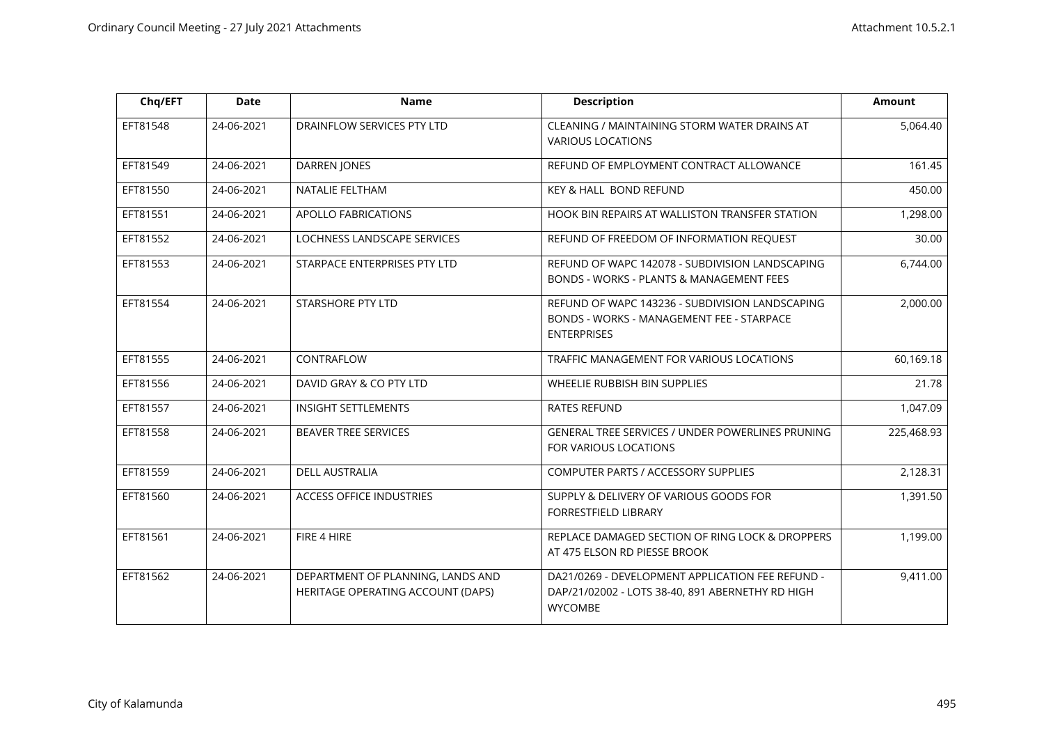| Chq/EFT | Date | Name | Description | Amount |
|---|---|---|---|---|
| EFT81548 | 24-06-2021 | DRAINFLOW SERVICES PTY LTD | CLEANING / MAINTAINING STORM WATER DRAINS AT VARIOUS LOCATIONS | 5,064.40 |
| EFT81549 | 24-06-2021 | DARREN JONES | REFUND OF EMPLOYMENT CONTRACT ALLOWANCE | 161.45 |
| EFT81550 | 24-06-2021 | NATALIE FELTHAM | KEY & HALL BOND REFUND | 450.00 |
| EFT81551 | 24-06-2021 | APOLLO FABRICATIONS | HOOK BIN REPAIRS AT WALLISTON TRANSFER STATION | 1,298.00 |
| EFT81552 | 24-06-2021 | LOCHNESS LANDSCAPE SERVICES | REFUND OF FREEDOM OF INFORMATION REQUEST | 30.00 |
| EFT81553 | 24-06-2021 | STARPACE ENTERPRISES PTY LTD | REFUND OF WAPC 142078 - SUBDIVISION LANDSCAPING BONDS - WORKS - PLANTS & MANAGEMENT FEES | 6,744.00 |
| EFT81554 | 24-06-2021 | STARSHORE PTY LTD | REFUND OF WAPC 143236 - SUBDIVISION LANDSCAPING BONDS - WORKS - MANAGEMENT FEE - STARPACE ENTERPRISES | 2,000.00 |
| EFT81555 | 24-06-2021 | CONTRAFLOW | TRAFFIC MANAGEMENT FOR VARIOUS LOCATIONS | 60,169.18 |
| EFT81556 | 24-06-2021 | DAVID GRAY & CO PTY LTD | WHEELIE RUBBISH BIN SUPPLIES | 21.78 |
| EFT81557 | 24-06-2021 | INSIGHT SETTLEMENTS | RATES REFUND | 1,047.09 |
| EFT81558 | 24-06-2021 | BEAVER TREE SERVICES | GENERAL TREE SERVICES / UNDER POWERLINES PRUNING FOR VARIOUS LOCATIONS | 225,468.93 |
| EFT81559 | 24-06-2021 | DELL AUSTRALIA | COMPUTER PARTS / ACCESSORY SUPPLIES | 2,128.31 |
| EFT81560 | 24-06-2021 | ACCESS OFFICE INDUSTRIES | SUPPLY & DELIVERY OF VARIOUS GOODS FOR FORRESTFIELD LIBRARY | 1,391.50 |
| EFT81561 | 24-06-2021 | FIRE 4 HIRE | REPLACE DAMAGED SECTION OF RING LOCK & DROPPERS AT 475 ELSON RD PIESSE BROOK | 1,199.00 |
| EFT81562 | 24-06-2021 | DEPARTMENT OF PLANNING, LANDS AND HERITAGE OPERATING ACCOUNT (DAPS) | DA21/0269 - DEVELOPMENT APPLICATION FEE REFUND - DAP/21/02002 - LOTS 38-40, 891 ABERNETHY RD HIGH WYCOMBE | 9,411.00 |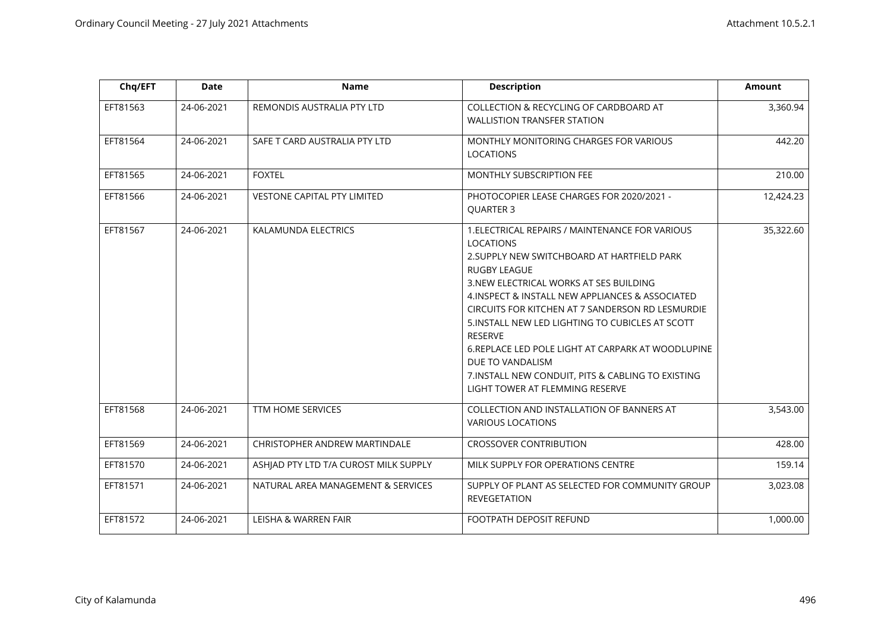| Chq/EFT | Date | Name | Description | Amount |
|---|---|---|---|---|
| EFT81563 | 24-06-2021 | REMONDIS AUSTRALIA PTY LTD | COLLECTION & RECYCLING OF CARDBOARD AT WALLISTION TRANSFER STATION | 3,360.94 |
| EFT81564 | 24-06-2021 | SAFE T CARD AUSTRALIA PTY LTD | MONTHLY MONITORING CHARGES FOR VARIOUS LOCATIONS | 442.20 |
| EFT81565 | 24-06-2021 | FOXTEL | MONTHLY SUBSCRIPTION FEE | 210.00 |
| EFT81566 | 24-06-2021 | VESTONE CAPITAL PTY LIMITED | PHOTOCOPIER LEASE CHARGES FOR 2020/2021 - QUARTER 3 | 12,424.23 |
| EFT81567 | 24-06-2021 | KALAMUNDA ELECTRICS | 1.ELECTRICAL REPAIRS / MAINTENANCE FOR VARIOUS LOCATIONS<br>2.SUPPLY NEW SWITCHBOARD AT HARTFIELD PARK RUGBY LEAGUE<br>3.NEW ELECTRICAL WORKS AT SES BUILDING<br>4.INSPECT & INSTALL NEW APPLIANCES & ASSOCIATED CIRCUITS FOR KITCHEN AT 7 SANDERSON RD LESMURDIE<br>5.INSTALL NEW LED LIGHTING TO CUBICLES AT SCOTT RESERVE<br>6.REPLACE LED POLE LIGHT AT CARPARK AT WOODLUPINE DUE TO VANDALISM<br>7.INSTALL NEW CONDUIT, PITS & CABLING TO EXISTING LIGHT TOWER AT FLEMMING RESERVE | 35,322.60 |
| EFT81568 | 24-06-2021 | TTM HOME SERVICES | COLLECTION AND INSTALLATION OF BANNERS AT VARIOUS LOCATIONS | 3,543.00 |
| EFT81569 | 24-06-2021 | CHRISTOPHER ANDREW MARTINDALE | CROSSOVER CONTRIBUTION | 428.00 |
| EFT81570 | 24-06-2021 | ASHJAD PTY LTD T/A CUROST MILK SUPPLY | MILK SUPPLY FOR OPERATIONS CENTRE | 159.14 |
| EFT81571 | 24-06-2021 | NATURAL AREA MANAGEMENT & SERVICES | SUPPLY OF PLANT AS SELECTED FOR COMMUNITY GROUP REVEGETATION | 3,023.08 |
| EFT81572 | 24-06-2021 | LEISHA & WARREN FAIR | FOOTPATH DEPOSIT REFUND | 1,000.00 |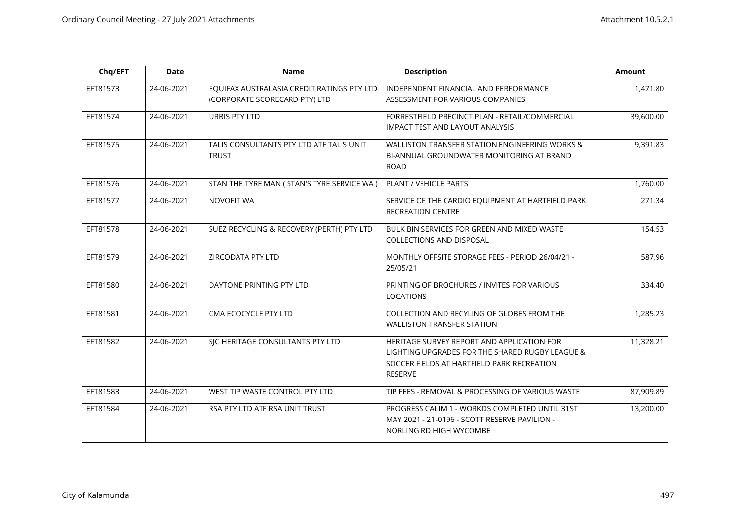| Chq/EFT | Date | Name | Description | Amount |
|---|---|---|---|---|
| EFT81573 | 24-06-2021 | EQUIFAX AUSTRALASIA CREDIT RATINGS PTY LTD (CORPORATE SCORECARD PTY) LTD | INDEPENDENT FINANCIAL AND PERFORMANCE ASSESSMENT FOR VARIOUS COMPANIES | 1,471.80 |
| EFT81574 | 24-06-2021 | URBIS PTY LTD | FORRESTFIELD PRECINCT PLAN - RETAIL/COMMERCIAL IMPACT TEST AND LAYOUT ANALYSIS | 39,600.00 |
| EFT81575 | 24-06-2021 | TALIS CONSULTANTS PTY LTD ATF TALIS UNIT TRUST | WALLISTON TRANSFER STATION ENGINEERING WORKS & BI-ANNUAL GROUNDWATER MONITORING AT BRAND ROAD | 9,391.83 |
| EFT81576 | 24-06-2021 | STAN THE TYRE MAN ( STAN'S TYRE SERVICE WA ) | PLANT / VEHICLE PARTS | 1,760.00 |
| EFT81577 | 24-06-2021 | NOVOFIT WA | SERVICE OF THE CARDIO EQUIPMENT AT HARTFIELD PARK RECREATION CENTRE | 271.34 |
| EFT81578 | 24-06-2021 | SUEZ RECYCLING & RECOVERY (PERTH) PTY LTD | BULK BIN SERVICES FOR GREEN AND MIXED WASTE COLLECTIONS AND DISPOSAL | 154.53 |
| EFT81579 | 24-06-2021 | ZIRCODATA PTY LTD | MONTHLY OFFSITE STORAGE FEES - PERIOD 26/04/21 - 25/05/21 | 587.96 |
| EFT81580 | 24-06-2021 | DAYTONE PRINTING PTY LTD | PRINTING OF BROCHURES / INVITES FOR VARIOUS LOCATIONS | 334.40 |
| EFT81581 | 24-06-2021 | CMA ECOCYCLE PTY LTD | COLLECTION AND RECYLING OF GLOBES FROM THE WALLISTON TRANSFER STATION | 1,285.23 |
| EFT81582 | 24-06-2021 | SJC HERITAGE CONSULTANTS PTY LTD | HERITAGE SURVEY REPORT AND APPLICATION FOR LIGHTING UPGRADES FOR THE SHARED RUGBY LEAGUE & SOCCER FIELDS AT HARTFIELD PARK RECREATION RESERVE | 11,328.21 |
| EFT81583 | 24-06-2021 | WEST TIP WASTE CONTROL PTY LTD | TIP FEES - REMOVAL & PROCESSING OF VARIOUS WASTE | 87,909.89 |
| EFT81584 | 24-06-2021 | RSA PTY LTD ATF RSA UNIT TRUST | PROGRESS CALIM 1 - WORKDS COMPLETED UNTIL 31ST MAY 2021 - 21-0196 - SCOTT RESERVE PAVILION - NORLING RD HIGH WYCOMBE | 13,200.00 |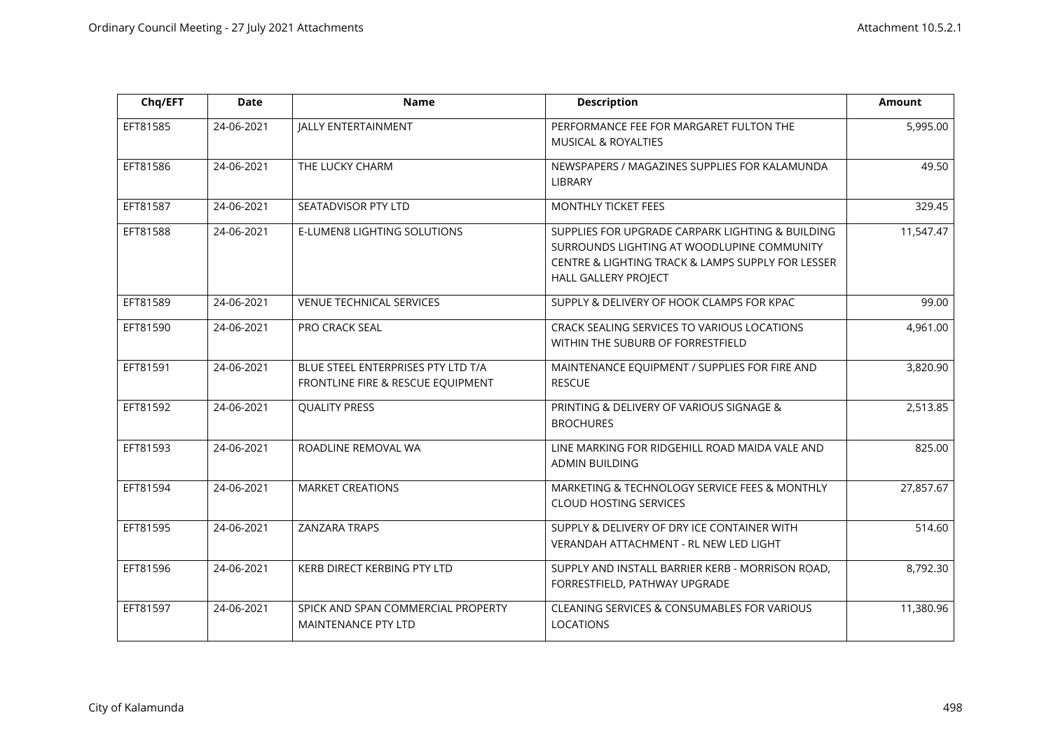| Chq/EFT | Date | Name | Description | Amount |
|---|---|---|---|---|
| EFT81585 | 24-06-2021 | JALLY ENTERTAINMENT | PERFORMANCE FEE FOR MARGARET FULTON THE MUSICAL & ROYALTIES | 5,995.00 |
| EFT81586 | 24-06-2021 | THE LUCKY CHARM | NEWSPAPERS / MAGAZINES SUPPLIES FOR KALAMUNDA LIBRARY | 49.50 |
| EFT81587 | 24-06-2021 | SEATADVISOR PTY LTD | MONTHLY TICKET FEES | 329.45 |
| EFT81588 | 24-06-2021 | E-LUMEN8 LIGHTING SOLUTIONS | SUPPLIES FOR UPGRADE CARPARK LIGHTING & BUILDING SURROUNDS LIGHTING AT WOODLUPINE COMMUNITY CENTRE & LIGHTING TRACK & LAMPS SUPPLY FOR LESSER HALL GALLERY PROJECT | 11,547.47 |
| EFT81589 | 24-06-2021 | VENUE TECHNICAL SERVICES | SUPPLY & DELIVERY OF HOOK CLAMPS FOR KPAC | 99.00 |
| EFT81590 | 24-06-2021 | PRO CRACK SEAL | CRACK SEALING SERVICES TO VARIOUS LOCATIONS WITHIN THE SUBURB OF FORRESTFIELD | 4,961.00 |
| EFT81591 | 24-06-2021 | BLUE STEEL ENTERPRISES PTY LTD T/A FRONTLINE FIRE & RESCUE EQUIPMENT | MAINTENANCE EQUIPMENT / SUPPLIES FOR FIRE AND RESCUE | 3,820.90 |
| EFT81592 | 24-06-2021 | QUALITY PRESS | PRINTING & DELIVERY OF VARIOUS SIGNAGE & BROCHURES | 2,513.85 |
| EFT81593 | 24-06-2021 | ROADLINE REMOVAL WA | LINE MARKING FOR RIDGEHILL ROAD MAIDA VALE AND ADMIN BUILDING | 825.00 |
| EFT81594 | 24-06-2021 | MARKET CREATIONS | MARKETING & TECHNOLOGY SERVICE FEES & MONTHLY CLOUD HOSTING SERVICES | 27,857.67 |
| EFT81595 | 24-06-2021 | ZANZARA TRAPS | SUPPLY & DELIVERY OF DRY ICE CONTAINER WITH VERANDAH ATTACHMENT - RL NEW LED LIGHT | 514.60 |
| EFT81596 | 24-06-2021 | KERB DIRECT KERBING PTY LTD | SUPPLY AND INSTALL BARRIER KERB - MORRISON ROAD, FORRESTFIELD, PATHWAY UPGRADE | 8,792.30 |
| EFT81597 | 24-06-2021 | SPICK AND SPAN COMMERCIAL PROPERTY MAINTENANCE PTY LTD | CLEANING SERVICES & CONSUMABLES FOR VARIOUS LOCATIONS | 11,380.96 |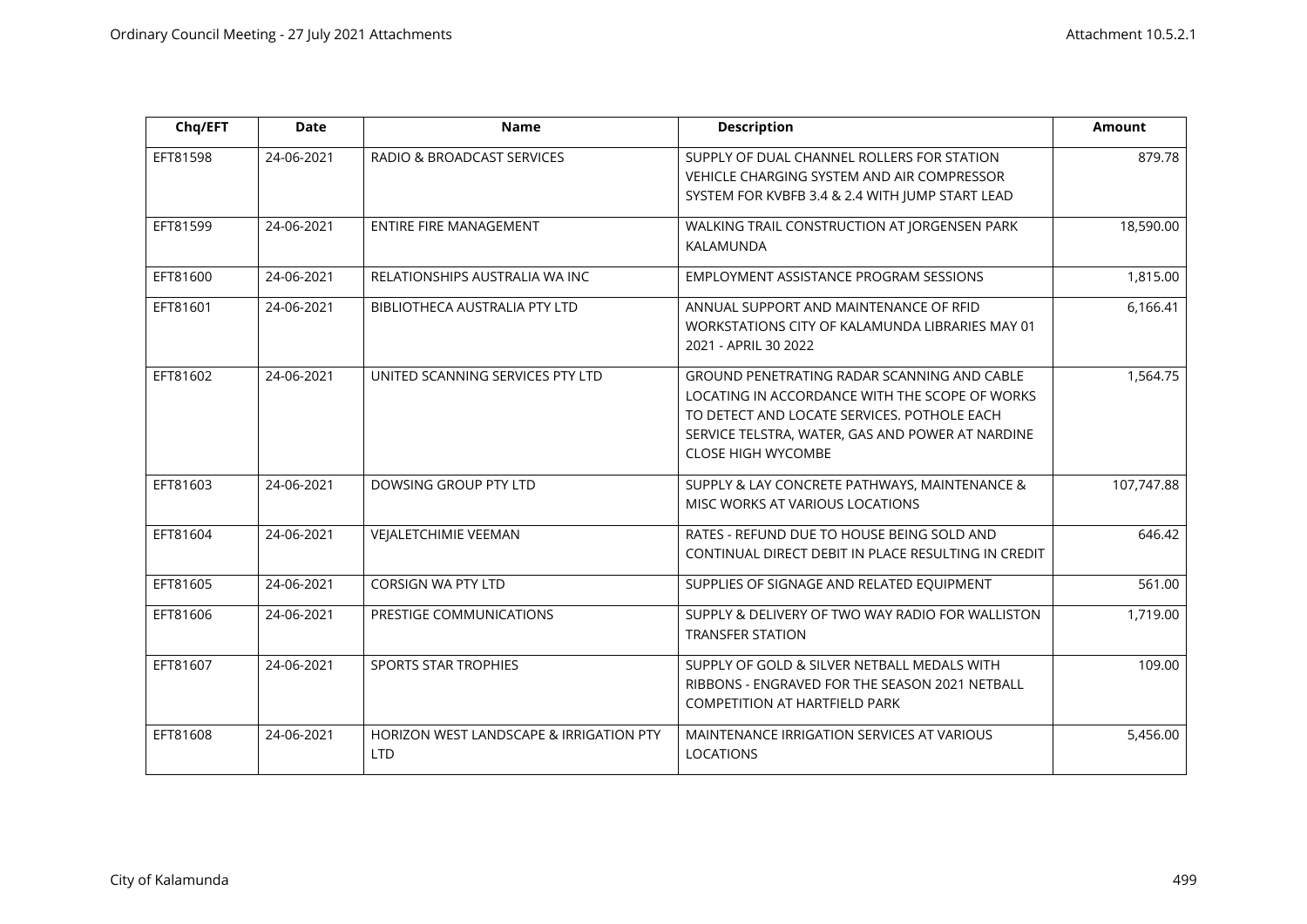| Chq/EFT | Date | Name | Description | Amount |
|---|---|---|---|---|
| EFT81598 | 24-06-2021 | RADIO & BROADCAST SERVICES | SUPPLY OF DUAL CHANNEL ROLLERS FOR STATION VEHICLE CHARGING SYSTEM AND AIR COMPRESSOR SYSTEM FOR KVBFB 3.4 & 2.4 WITH JUMP START LEAD | 879.78 |
| EFT81599 | 24-06-2021 | ENTIRE FIRE MANAGEMENT | WALKING TRAIL CONSTRUCTION AT JORGENSEN PARK KALAMUNDA | 18,590.00 |
| EFT81600 | 24-06-2021 | RELATIONSHIPS AUSTRALIA WA INC | EMPLOYMENT ASSISTANCE PROGRAM SESSIONS | 1,815.00 |
| EFT81601 | 24-06-2021 | BIBLIOTHECA AUSTRALIA PTY LTD | ANNUAL SUPPORT AND MAINTENANCE OF RFID WORKSTATIONS CITY OF KALAMUNDA LIBRARIES MAY 01 2021 - APRIL 30 2022 | 6,166.41 |
| EFT81602 | 24-06-2021 | UNITED SCANNING SERVICES PTY LTD | GROUND PENETRATING RADAR SCANNING AND CABLE LOCATING IN ACCORDANCE WITH THE SCOPE OF WORKS TO DETECT AND LOCATE SERVICES. POTHOLE EACH SERVICE TELSTRA, WATER, GAS AND POWER AT NARDINE CLOSE HIGH WYCOMBE | 1,564.75 |
| EFT81603 | 24-06-2021 | DOWSING GROUP PTY LTD | SUPPLY & LAY CONCRETE PATHWAYS, MAINTENANCE & MISC WORKS AT VARIOUS LOCATIONS | 107,747.88 |
| EFT81604 | 24-06-2021 | VEJALETCHIMIE VEEMAN | RATES - REFUND DUE TO HOUSE BEING SOLD AND CONTINUAL DIRECT DEBIT IN PLACE RESULTING IN CREDIT | 646.42 |
| EFT81605 | 24-06-2021 | CORSIGN WA PTY LTD | SUPPLIES OF SIGNAGE AND RELATED EQUIPMENT | 561.00 |
| EFT81606 | 24-06-2021 | PRESTIGE COMMUNICATIONS | SUPPLY & DELIVERY OF TWO WAY RADIO FOR WALLISTON TRANSFER STATION | 1,719.00 |
| EFT81607 | 24-06-2021 | SPORTS STAR TROPHIES | SUPPLY OF GOLD & SILVER NETBALL MEDALS WITH RIBBONS - ENGRAVED FOR THE SEASON 2021 NETBALL COMPETITION AT HARTFIELD PARK | 109.00 |
| EFT81608 | 24-06-2021 | HORIZON WEST LANDSCAPE & IRRIGATION PTY LTD | MAINTENANCE IRRIGATION SERVICES AT VARIOUS LOCATIONS | 5,456.00 |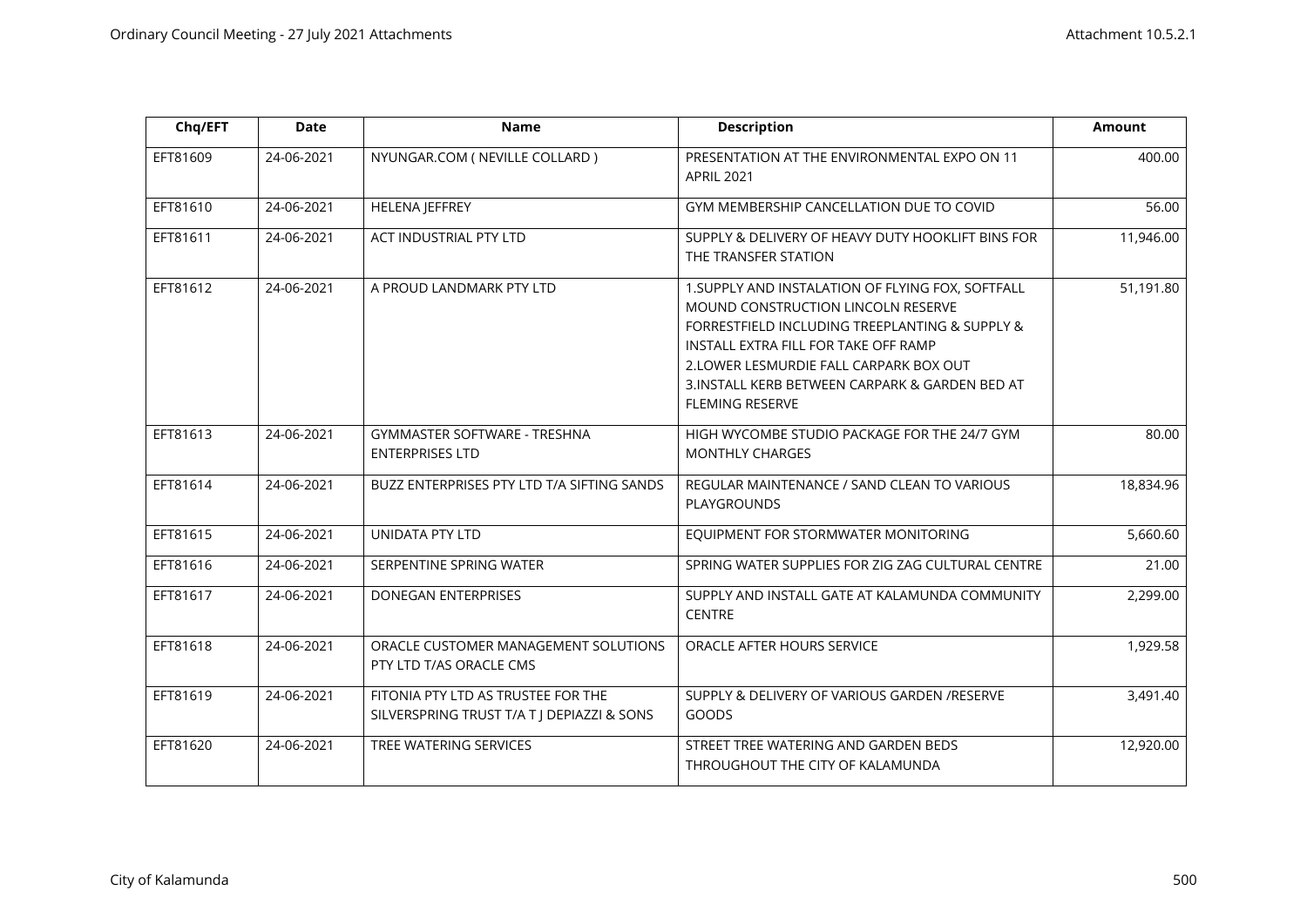| Chq/EFT | Date | Name | Description | Amount |
|---|---|---|---|---|
| EFT81609 | 24-06-2021 | NYUNGAR.COM ( NEVILLE COLLARD ) | PRESENTATION AT THE ENVIRONMENTAL EXPO ON 11 APRIL 2021 | 400.00 |
| EFT81610 | 24-06-2021 | HELENA JEFFREY | GYM MEMBERSHIP CANCELLATION DUE TO COVID | 56.00 |
| EFT81611 | 24-06-2021 | ACT INDUSTRIAL PTY LTD | SUPPLY & DELIVERY OF HEAVY DUTY HOOKLIFT BINS FOR THE TRANSFER STATION | 11,946.00 |
| EFT81612 | 24-06-2021 | A PROUD LANDMARK PTY LTD | 1.SUPPLY AND INSTALATION OF FLYING FOX, SOFTFALL MOUND CONSTRUCTION LINCOLN RESERVE FORRESTFIELD INCLUDING TREEPLANTING & SUPPLY & INSTALL EXTRA FILL FOR TAKE OFF RAMP 2.LOWER LESMURDIE FALL CARPARK BOX OUT 3.INSTALL KERB BETWEEN CARPARK & GARDEN BED AT FLEMING RESERVE | 51,191.80 |
| EFT81613 | 24-06-2021 | GYMMASTER SOFTWARE - TRESHNA ENTERPRISES LTD | HIGH WYCOMBE STUDIO PACKAGE FOR THE 24/7 GYM MONTHLY CHARGES | 80.00 |
| EFT81614 | 24-06-2021 | BUZZ ENTERPRISES PTY LTD T/A SIFTING SANDS | REGULAR MAINTENANCE / SAND CLEAN TO VARIOUS PLAYGROUNDS | 18,834.96 |
| EFT81615 | 24-06-2021 | UNIDATA PTY LTD | EQUIPMENT FOR STORMWATER MONITORING | 5,660.60 |
| EFT81616 | 24-06-2021 | SERPENTINE SPRING WATER | SPRING WATER SUPPLIES FOR ZIG ZAG CULTURAL CENTRE | 21.00 |
| EFT81617 | 24-06-2021 | DONEGAN ENTERPRISES | SUPPLY AND INSTALL GATE AT KALAMUNDA COMMUNITY CENTRE | 2,299.00 |
| EFT81618 | 24-06-2021 | ORACLE CUSTOMER MANAGEMENT SOLUTIONS PTY LTD T/AS ORACLE CMS | ORACLE AFTER HOURS SERVICE | 1,929.58 |
| EFT81619 | 24-06-2021 | FITONIA PTY LTD AS TRUSTEE FOR THE SILVERSPRING TRUST T/A T J DEPIAZZI & SONS | SUPPLY & DELIVERY OF VARIOUS GARDEN /RESERVE GOODS | 3,491.40 |
| EFT81620 | 24-06-2021 | TREE WATERING SERVICES | STREET TREE WATERING AND GARDEN BEDS THROUGHOUT THE CITY OF KALAMUNDA | 12,920.00 |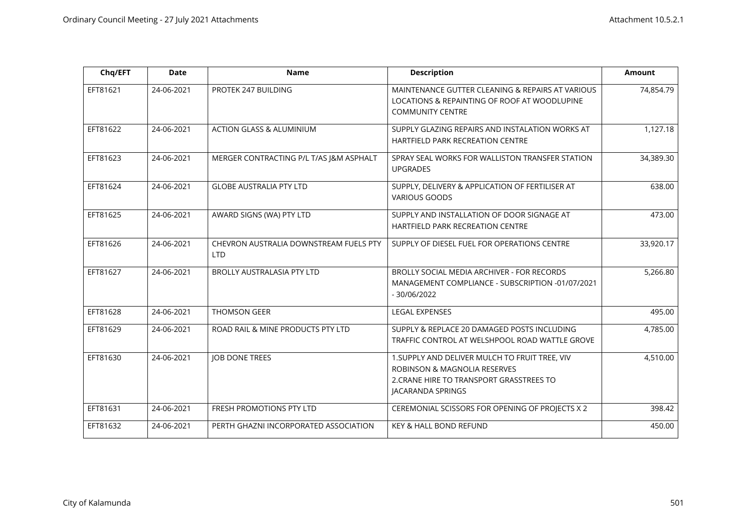| Chq/EFT | Date | Name | Description | Amount |
|---|---|---|---|---|
| EFT81621 | 24-06-2021 | PROTEK 247 BUILDING | MAINTENANCE GUTTER CLEANING & REPAIRS AT VARIOUS LOCATIONS & REPAINTING OF ROOF AT WOODLUPINE COMMUNITY CENTRE | 74,854.79 |
| EFT81622 | 24-06-2021 | ACTION GLASS & ALUMINIUM | SUPPLY GLAZING REPAIRS AND INSTALATION WORKS AT HARTFIELD PARK RECREATION CENTRE | 1,127.18 |
| EFT81623 | 24-06-2021 | MERGER CONTRACTING P/L T/AS J&M ASPHALT | SPRAY SEAL WORKS FOR WALLISTON TRANSFER STATION UPGRADES | 34,389.30 |
| EFT81624 | 24-06-2021 | GLOBE AUSTRALIA PTY LTD | SUPPLY, DELIVERY & APPLICATION OF FERTILISER AT VARIOUS GOODS | 638.00 |
| EFT81625 | 24-06-2021 | AWARD SIGNS (WA) PTY LTD | SUPPLY AND INSTALLATION OF DOOR SIGNAGE AT HARTFIELD PARK RECREATION CENTRE | 473.00 |
| EFT81626 | 24-06-2021 | CHEVRON AUSTRALIA DOWNSTREAM FUELS PTY LTD | SUPPLY OF DIESEL FUEL FOR OPERATIONS CENTRE | 33,920.17 |
| EFT81627 | 24-06-2021 | BROLLY AUSTRALASIA PTY LTD | BROLLY SOCIAL MEDIA ARCHIVER - FOR RECORDS MANAGEMENT COMPLIANCE - SUBSCRIPTION -01/07/2021 - 30/06/2022 | 5,266.80 |
| EFT81628 | 24-06-2021 | THOMSON GEER | LEGAL EXPENSES | 495.00 |
| EFT81629 | 24-06-2021 | ROAD RAIL & MINE PRODUCTS PTY LTD | SUPPLY & REPLACE 20 DAMAGED POSTS INCLUDING TRAFFIC CONTROL AT WELSHPOOL ROAD WATTLE GROVE | 4,785.00 |
| EFT81630 | 24-06-2021 | JOB DONE TREES | 1.SUPPLY AND DELIVER MULCH TO FRUIT TREE, VIV ROBINSON & MAGNOLIA RESERVES 2.CRANE HIRE TO TRANSPORT GRASSTREES TO JACARANDA SPRINGS | 4,510.00 |
| EFT81631 | 24-06-2021 | FRESH PROMOTIONS PTY LTD | CEREMONIAL SCISSORS FOR OPENING OF PROJECTS X 2 | 398.42 |
| EFT81632 | 24-06-2021 | PERTH GHAZNI INCORPORATED ASSOCIATION | KEY & HALL BOND REFUND | 450.00 |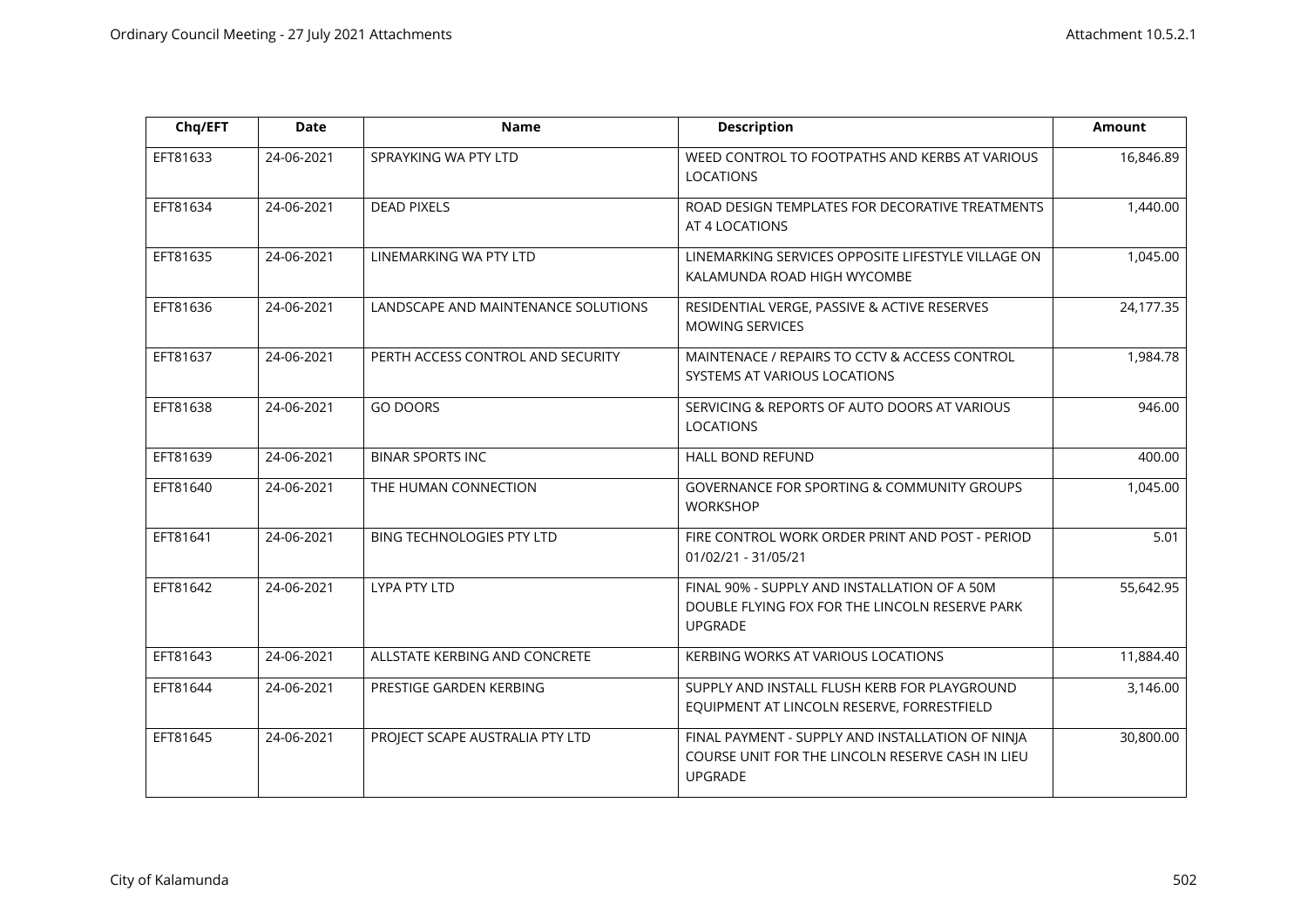| Chq/EFT | Date | Name | Description | Amount |
|---|---|---|---|---|
| EFT81633 | 24-06-2021 | SPRAYKING WA PTY LTD | WEED CONTROL TO FOOTPATHS AND KERBS AT VARIOUS LOCATIONS | 16,846.89 |
| EFT81634 | 24-06-2021 | DEAD PIXELS | ROAD DESIGN TEMPLATES FOR DECORATIVE TREATMENTS AT 4 LOCATIONS | 1,440.00 |
| EFT81635 | 24-06-2021 | LINEMARKING WA PTY LTD | LINEMARKING SERVICES OPPOSITE LIFESTYLE VILLAGE ON KALAMUNDA ROAD HIGH WYCOMBE | 1,045.00 |
| EFT81636 | 24-06-2021 | LANDSCAPE AND MAINTENANCE SOLUTIONS | RESIDENTIAL VERGE, PASSIVE & ACTIVE RESERVES MOWING SERVICES | 24,177.35 |
| EFT81637 | 24-06-2021 | PERTH ACCESS CONTROL AND SECURITY | MAINTENACE / REPAIRS TO CCTV & ACCESS CONTROL SYSTEMS AT VARIOUS LOCATIONS | 1,984.78 |
| EFT81638 | 24-06-2021 | GO DOORS | SERVICING & REPORTS OF AUTO DOORS AT VARIOUS LOCATIONS | 946.00 |
| EFT81639 | 24-06-2021 | BINAR SPORTS INC | HALL BOND REFUND | 400.00 |
| EFT81640 | 24-06-2021 | THE HUMAN CONNECTION | GOVERNANCE FOR SPORTING & COMMUNITY GROUPS WORKSHOP | 1,045.00 |
| EFT81641 | 24-06-2021 | BING TECHNOLOGIES PTY LTD | FIRE CONTROL WORK ORDER PRINT AND POST - PERIOD 01/02/21 - 31/05/21 | 5.01 |
| EFT81642 | 24-06-2021 | LYPA PTY LTD | FINAL 90% - SUPPLY AND INSTALLATION OF A 50M DOUBLE FLYING FOX FOR THE LINCOLN RESERVE PARK UPGRADE | 55,642.95 |
| EFT81643 | 24-06-2021 | ALLSTATE KERBING AND CONCRETE | KERBING WORKS AT VARIOUS LOCATIONS | 11,884.40 |
| EFT81644 | 24-06-2021 | PRESTIGE GARDEN KERBING | SUPPLY AND INSTALL FLUSH KERB FOR PLAYGROUND EQUIPMENT AT LINCOLN RESERVE, FORRESTFIELD | 3,146.00 |
| EFT81645 | 24-06-2021 | PROJECT SCAPE AUSTRALIA PTY LTD | FINAL PAYMENT - SUPPLY AND INSTALLATION OF NINJA COURSE UNIT FOR THE LINCOLN RESERVE CASH IN LIEU UPGRADE | 30,800.00 |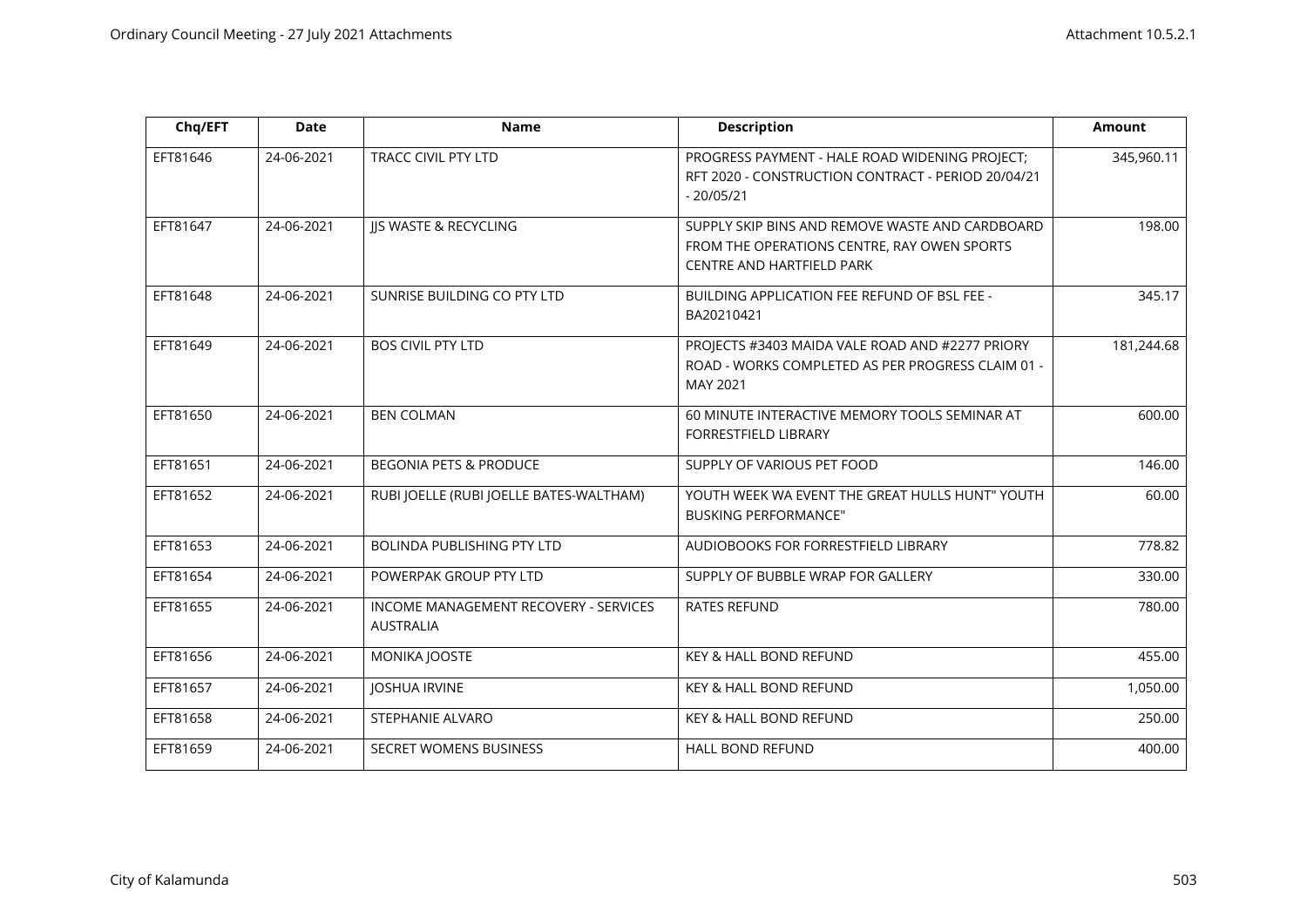| Chq/EFT | Date | Name | Description | Amount |
|---|---|---|---|---|
| EFT81646 | 24-06-2021 | TRACC CIVIL PTY LTD | PROGRESS PAYMENT - HALE ROAD WIDENING PROJECT; RFT 2020 - CONSTRUCTION CONTRACT - PERIOD 20/04/21 - 20/05/21 | 345,960.11 |
| EFT81647 | 24-06-2021 | JJS WASTE & RECYCLING | SUPPLY SKIP BINS AND REMOVE WASTE AND CARDBOARD FROM THE OPERATIONS CENTRE, RAY OWEN SPORTS CENTRE AND HARTFIELD PARK | 198.00 |
| EFT81648 | 24-06-2021 | SUNRISE BUILDING CO PTY LTD | BUILDING APPLICATION FEE REFUND OF BSL FEE - BA20210421 | 345.17 |
| EFT81649 | 24-06-2021 | BOS CIVIL PTY LTD | PROJECTS #3403 MAIDA VALE ROAD AND #2277 PRIORY ROAD - WORKS COMPLETED AS PER PROGRESS CLAIM 01 - MAY 2021 | 181,244.68 |
| EFT81650 | 24-06-2021 | BEN COLMAN | 60 MINUTE INTERACTIVE MEMORY TOOLS SEMINAR AT FORRESTFIELD LIBRARY | 600.00 |
| EFT81651 | 24-06-2021 | BEGONIA PETS & PRODUCE | SUPPLY OF VARIOUS PET FOOD | 146.00 |
| EFT81652 | 24-06-2021 | RUBI JOELLE (RUBI JOELLE BATES-WALTHAM) | YOUTH WEEK WA EVENT THE GREAT HULLS HUNT" YOUTH BUSKING PERFORMANCE" | 60.00 |
| EFT81653 | 24-06-2021 | BOLINDA PUBLISHING PTY LTD | AUDIOBOOKS FOR FORRESTFIELD LIBRARY | 778.82 |
| EFT81654 | 24-06-2021 | POWERPAK GROUP PTY LTD | SUPPLY OF BUBBLE WRAP FOR GALLERY | 330.00 |
| EFT81655 | 24-06-2021 | INCOME MANAGEMENT RECOVERY - SERVICES AUSTRALIA | RATES REFUND | 780.00 |
| EFT81656 | 24-06-2021 | MONIKA JOOSTE | KEY & HALL BOND REFUND | 455.00 |
| EFT81657 | 24-06-2021 | JOSHUA IRVINE | KEY & HALL BOND REFUND | 1,050.00 |
| EFT81658 | 24-06-2021 | STEPHANIE ALVARO | KEY & HALL BOND REFUND | 250.00 |
| EFT81659 | 24-06-2021 | SECRET WOMENS BUSINESS | HALL BOND REFUND | 400.00 |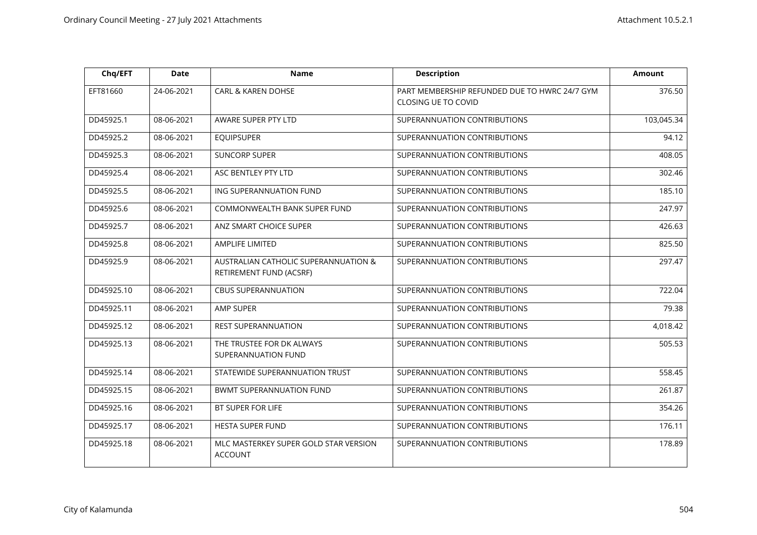| Chq/EFT | Date | Name | Description | Amount |
|---|---|---|---|---|
| EFT81660 | 24-06-2021 | CARL & KAREN DOHSE | PART MEMBERSHIP REFUNDED DUE TO HWRC 24/7 GYM CLOSING UE TO COVID | 376.50 |
| DD45925.1 | 08-06-2021 | AWARE SUPER PTY LTD | SUPERANNUATION CONTRIBUTIONS | 103,045.34 |
| DD45925.2 | 08-06-2021 | EQUIPSUPER | SUPERANNUATION CONTRIBUTIONS | 94.12 |
| DD45925.3 | 08-06-2021 | SUNCORP SUPER | SUPERANNUATION CONTRIBUTIONS | 408.05 |
| DD45925.4 | 08-06-2021 | ASC BENTLEY PTY LTD | SUPERANNUATION CONTRIBUTIONS | 302.46 |
| DD45925.5 | 08-06-2021 | ING SUPERANNUATION FUND | SUPERANNUATION CONTRIBUTIONS | 185.10 |
| DD45925.6 | 08-06-2021 | COMMONWEALTH BANK SUPER FUND | SUPERANNUATION CONTRIBUTIONS | 247.97 |
| DD45925.7 | 08-06-2021 | ANZ SMART CHOICE SUPER | SUPERANNUATION CONTRIBUTIONS | 426.63 |
| DD45925.8 | 08-06-2021 | AMPLIFE LIMITED | SUPERANNUATION CONTRIBUTIONS | 825.50 |
| DD45925.9 | 08-06-2021 | AUSTRALIAN CATHOLIC SUPERANNUATION & RETIREMENT FUND (ACSRF) | SUPERANNUATION CONTRIBUTIONS | 297.47 |
| DD45925.10 | 08-06-2021 | CBUS SUPERANNUATION | SUPERANNUATION CONTRIBUTIONS | 722.04 |
| DD45925.11 | 08-06-2021 | AMP SUPER | SUPERANNUATION CONTRIBUTIONS | 79.38 |
| DD45925.12 | 08-06-2021 | REST SUPERANNUATION | SUPERANNUATION CONTRIBUTIONS | 4,018.42 |
| DD45925.13 | 08-06-2021 | THE TRUSTEE FOR DK ALWAYS SUPERANNUATION FUND | SUPERANNUATION CONTRIBUTIONS | 505.53 |
| DD45925.14 | 08-06-2021 | STATEWIDE SUPERANNUATION TRUST | SUPERANNUATION CONTRIBUTIONS | 558.45 |
| DD45925.15 | 08-06-2021 | BWMT SUPERANNUATION FUND | SUPERANNUATION CONTRIBUTIONS | 261.87 |
| DD45925.16 | 08-06-2021 | BT SUPER FOR LIFE | SUPERANNUATION CONTRIBUTIONS | 354.26 |
| DD45925.17 | 08-06-2021 | HESTA SUPER FUND | SUPERANNUATION CONTRIBUTIONS | 176.11 |
| DD45925.18 | 08-06-2021 | MLC MASTERKEY SUPER GOLD STAR VERSION ACCOUNT | SUPERANNUATION CONTRIBUTIONS | 178.89 |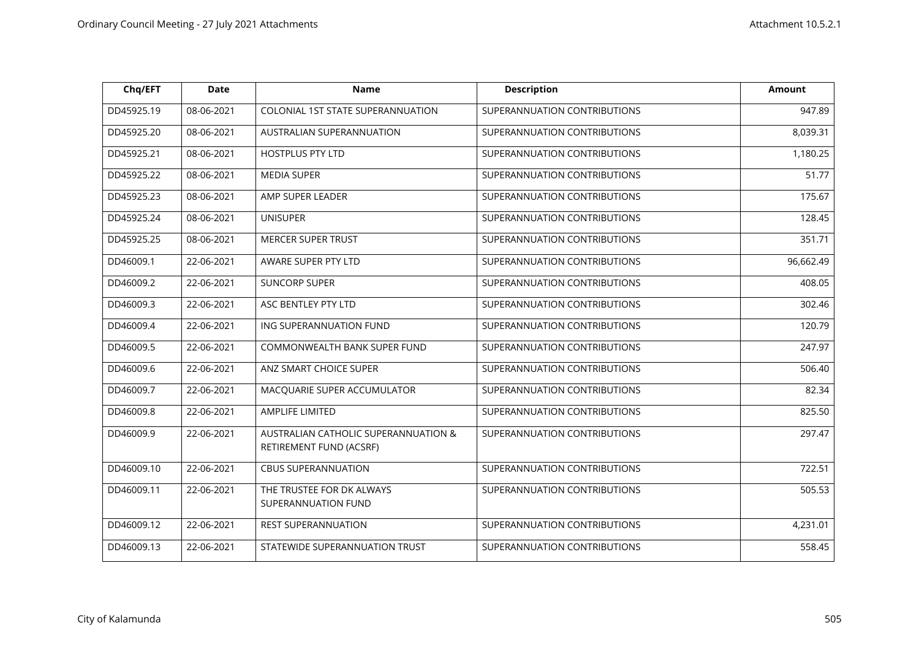| Chq/EFT | Date | Name | Description | Amount |
|---|---|---|---|---|
| DD45925.19 | 08-06-2021 | COLONIAL 1ST STATE SUPERANNUATION | SUPERANNUATION CONTRIBUTIONS | 947.89 |
| DD45925.20 | 08-06-2021 | AUSTRALIAN SUPERANNUATION | SUPERANNUATION CONTRIBUTIONS | 8,039.31 |
| DD45925.21 | 08-06-2021 | HOSTPLUS PTY LTD | SUPERANNUATION CONTRIBUTIONS | 1,180.25 |
| DD45925.22 | 08-06-2021 | MEDIA SUPER | SUPERANNUATION CONTRIBUTIONS | 51.77 |
| DD45925.23 | 08-06-2021 | AMP SUPER LEADER | SUPERANNUATION CONTRIBUTIONS | 175.67 |
| DD45925.24 | 08-06-2021 | UNISUPER | SUPERANNUATION CONTRIBUTIONS | 128.45 |
| DD45925.25 | 08-06-2021 | MERCER SUPER TRUST | SUPERANNUATION CONTRIBUTIONS | 351.71 |
| DD46009.1 | 22-06-2021 | AWARE SUPER PTY LTD | SUPERANNUATION CONTRIBUTIONS | 96,662.49 |
| DD46009.2 | 22-06-2021 | SUNCORP SUPER | SUPERANNUATION CONTRIBUTIONS | 408.05 |
| DD46009.3 | 22-06-2021 | ASC BENTLEY PTY LTD | SUPERANNUATION CONTRIBUTIONS | 302.46 |
| DD46009.4 | 22-06-2021 | ING SUPERANNUATION FUND | SUPERANNUATION CONTRIBUTIONS | 120.79 |
| DD46009.5 | 22-06-2021 | COMMONWEALTH BANK SUPER FUND | SUPERANNUATION CONTRIBUTIONS | 247.97 |
| DD46009.6 | 22-06-2021 | ANZ SMART CHOICE SUPER | SUPERANNUATION CONTRIBUTIONS | 506.40 |
| DD46009.7 | 22-06-2021 | MACQUARIE SUPER ACCUMULATOR | SUPERANNUATION CONTRIBUTIONS | 82.34 |
| DD46009.8 | 22-06-2021 | AMPLIFE LIMITED | SUPERANNUATION CONTRIBUTIONS | 825.50 |
| DD46009.9 | 22-06-2021 | AUSTRALIAN CATHOLIC SUPERANNUATION & RETIREMENT FUND (ACSRF) | SUPERANNUATION CONTRIBUTIONS | 297.47 |
| DD46009.10 | 22-06-2021 | CBUS SUPERANNUATION | SUPERANNUATION CONTRIBUTIONS | 722.51 |
| DD46009.11 | 22-06-2021 | THE TRUSTEE FOR DK ALWAYS SUPERANNUATION FUND | SUPERANNUATION CONTRIBUTIONS | 505.53 |
| DD46009.12 | 22-06-2021 | REST SUPERANNUATION | SUPERANNUATION CONTRIBUTIONS | 4,231.01 |
| DD46009.13 | 22-06-2021 | STATEWIDE SUPERANNUATION TRUST | SUPERANNUATION CONTRIBUTIONS | 558.45 |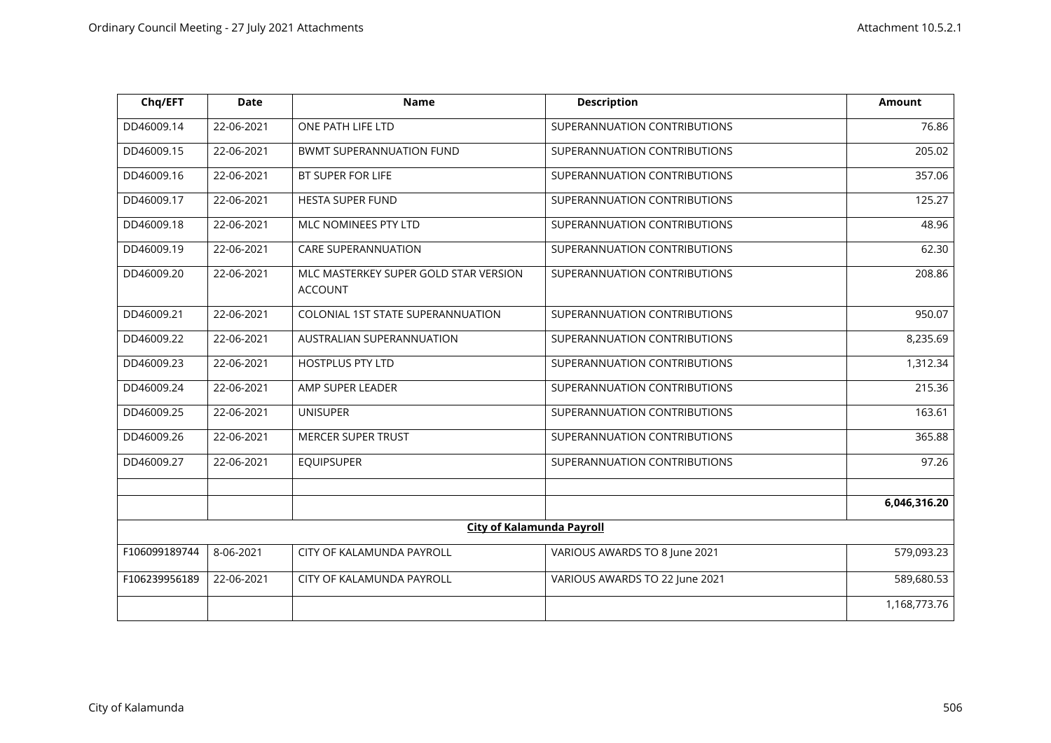| Chq/EFT | Date | Name | Description | Amount |
|---|---|---|---|---|
| DD46009.14 | 22-06-2021 | ONE PATH LIFE LTD | SUPERANNUATION CONTRIBUTIONS | 76.86 |
| DD46009.15 | 22-06-2021 | BWMT SUPERANNUATION FUND | SUPERANNUATION CONTRIBUTIONS | 205.02 |
| DD46009.16 | 22-06-2021 | BT SUPER FOR LIFE | SUPERANNUATION CONTRIBUTIONS | 357.06 |
| DD46009.17 | 22-06-2021 | HESTA SUPER FUND | SUPERANNUATION CONTRIBUTIONS | 125.27 |
| DD46009.18 | 22-06-2021 | MLC NOMINEES PTY LTD | SUPERANNUATION CONTRIBUTIONS | 48.96 |
| DD46009.19 | 22-06-2021 | CARE SUPERANNUATION | SUPERANNUATION CONTRIBUTIONS | 62.30 |
| DD46009.20 | 22-06-2021 | MLC MASTERKEY SUPER GOLD STAR VERSION ACCOUNT | SUPERANNUATION CONTRIBUTIONS | 208.86 |
| DD46009.21 | 22-06-2021 | COLONIAL 1ST STATE SUPERANNUATION | SUPERANNUATION CONTRIBUTIONS | 950.07 |
| DD46009.22 | 22-06-2021 | AUSTRALIAN SUPERANNUATION | SUPERANNUATION CONTRIBUTIONS | 8,235.69 |
| DD46009.23 | 22-06-2021 | HOSTPLUS PTY LTD | SUPERANNUATION CONTRIBUTIONS | 1,312.34 |
| DD46009.24 | 22-06-2021 | AMP SUPER LEADER | SUPERANNUATION CONTRIBUTIONS | 215.36 |
| DD46009.25 | 22-06-2021 | UNISUPER | SUPERANNUATION CONTRIBUTIONS | 163.61 |
| DD46009.26 | 22-06-2021 | MERCER SUPER TRUST | SUPERANNUATION CONTRIBUTIONS | 365.88 |
| DD46009.27 | 22-06-2021 | EQUIPSUPER | SUPERANNUATION CONTRIBUTIONS | 97.26 |
| | | | | |
| | | | | **6,046,316.20** |
| **City of Kalamunda Payroll** | | | | |
| F106099189744 | 8-06-2021 | CITY OF KALAMUNDA PAYROLL | VARIOUS AWARDS TO 8 June 2021 | 579,093.23 |
| F106239956189 | 22-06-2021 | CITY OF KALAMUNDA PAYROLL | VARIOUS AWARDS TO 22 June 2021 | 589,680.53 |
| | | | | 1,168,773.76 |